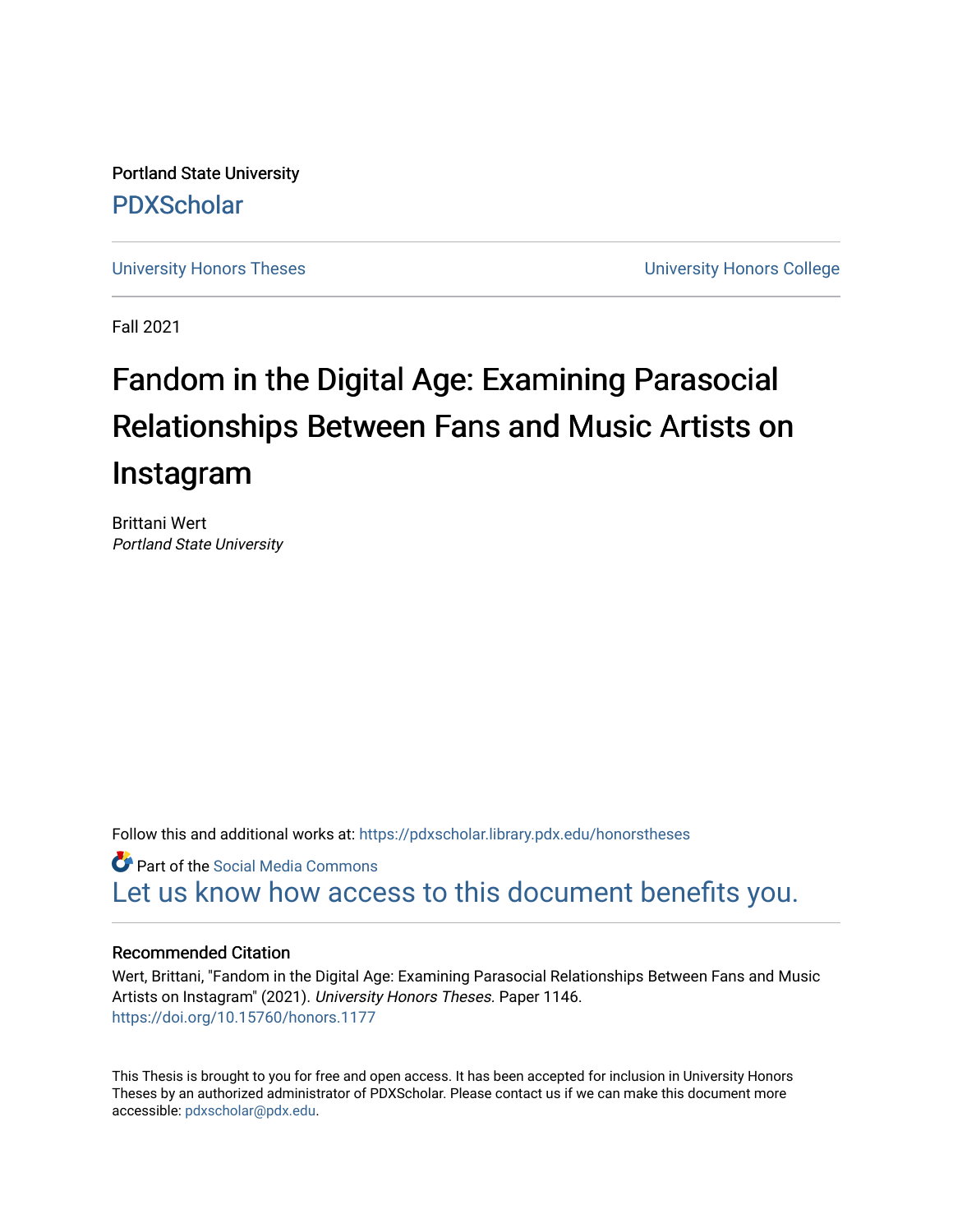Portland State University

PDXScholar

University Honors Theses | University Honors College

Fall 2021

# Fandom in the Digital Age: Examining Parasocial Relationships Between Fans and Music Artists on Instagram

Brittani Wert
*Portland State University*

Follow this and additional works at: https://pdxscholar.library.pdx.edu/honorstheses

Part of the Social Media Commons

Let us know how access to this document benefits you.

### Recommended Citation

Wert, Brittani, "Fandom in the Digital Age: Examining Parasocial Relationships Between Fans and Music Artists on Instagram" (2021). *University Honors Theses.* Paper 1146.
https://doi.org/10.15760/honors.1177

This Thesis is brought to you for free and open access. It has been accepted for inclusion in University Honors Theses by an authorized administrator of PDXScholar. Please contact us if we can make this document more accessible: pdxscholar@pdx.edu.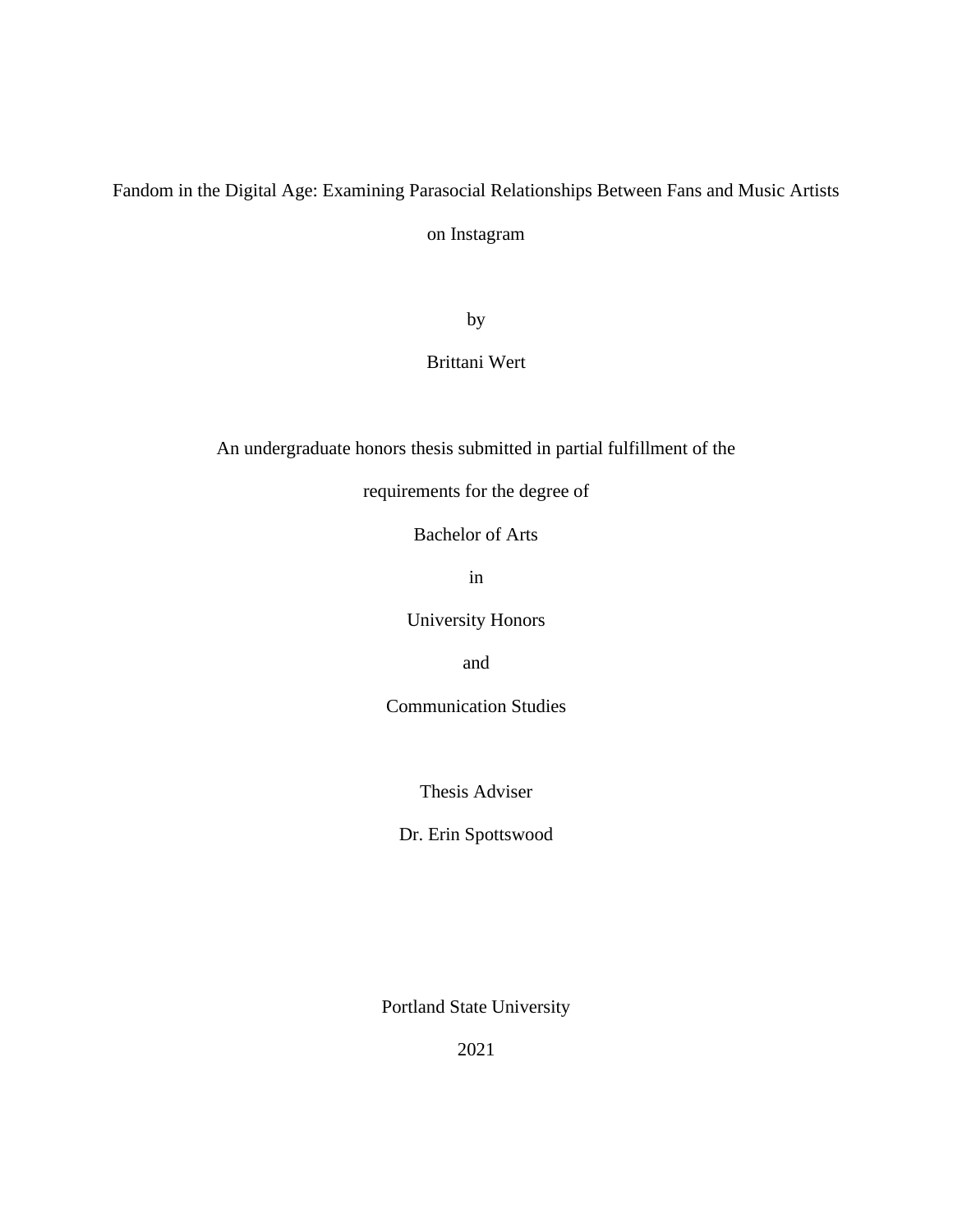# Fandom in the Digital Age: Examining Parasocial Relationships Between Fans and Music Artists on Instagram

by

Brittani Wert

An undergraduate honors thesis submitted in partial fulfillment of the

requirements for the degree of

Bachelor of Arts

in

University Honors

and

Communication Studies

Thesis Adviser

Dr. Erin Spottswood

Portland State University

2021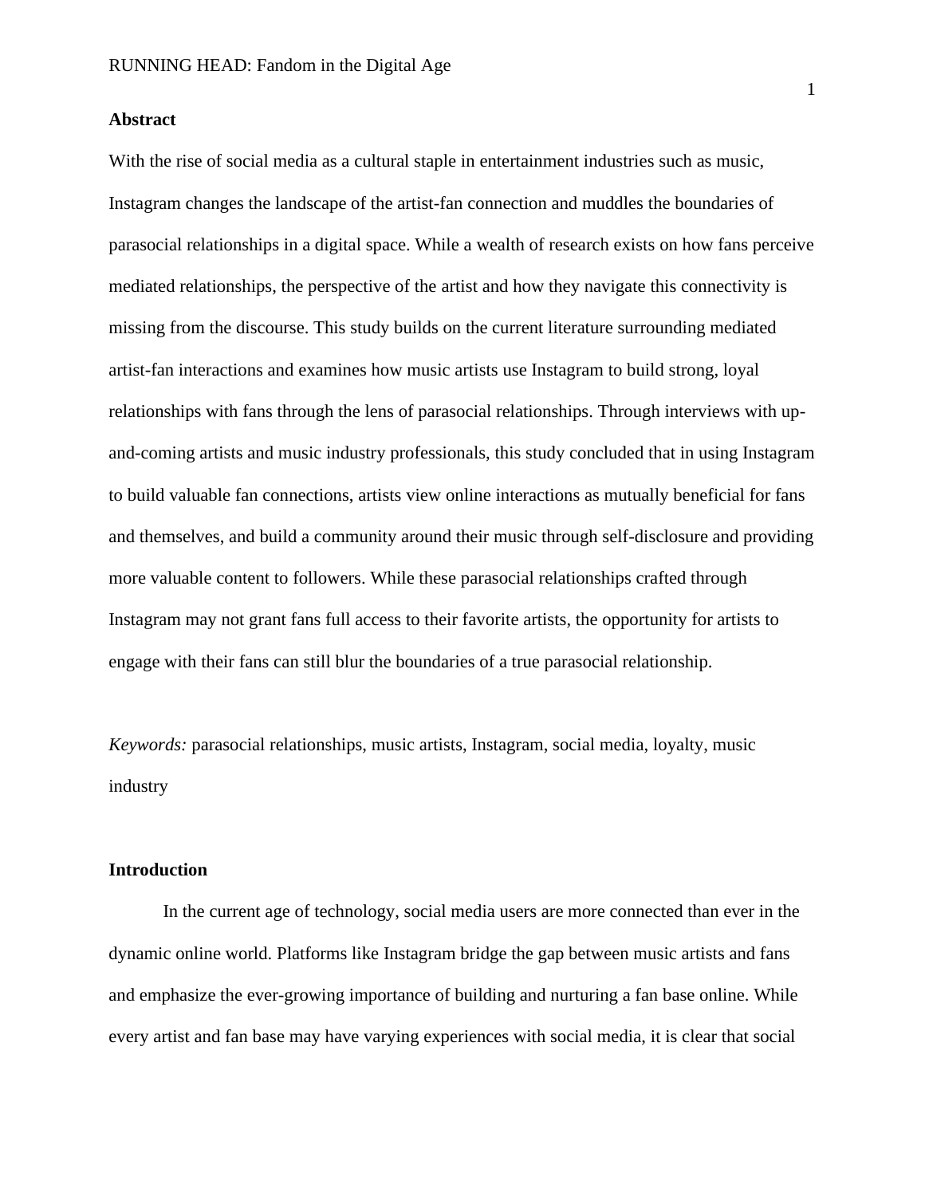**Abstract**

With the rise of social media as a cultural staple in entertainment industries such as music, Instagram changes the landscape of the artist-fan connection and muddles the boundaries of parasocial relationships in a digital space. While a wealth of research exists on how fans perceive mediated relationships, the perspective of the artist and how they navigate this connectivity is missing from the discourse. This study builds on the current literature surrounding mediated artist-fan interactions and examines how music artists use Instagram to build strong, loyal relationships with fans through the lens of parasocial relationships. Through interviews with up-and-coming artists and music industry professionals, this study concluded that in using Instagram to build valuable fan connections, artists view online interactions as mutually beneficial for fans and themselves, and build a community around their music through self-disclosure and providing more valuable content to followers. While these parasocial relationships crafted through Instagram may not grant fans full access to their favorite artists, the opportunity for artists to engage with their fans can still blur the boundaries of a true parasocial relationship.

*Keywords:* parasocial relationships, music artists, Instagram, social media, loyalty, music industry

**Introduction**

In the current age of technology, social media users are more connected than ever in the dynamic online world. Platforms like Instagram bridge the gap between music artists and fans and emphasize the ever-growing importance of building and nurturing a fan base online. While every artist and fan base may have varying experiences with social media, it is clear that social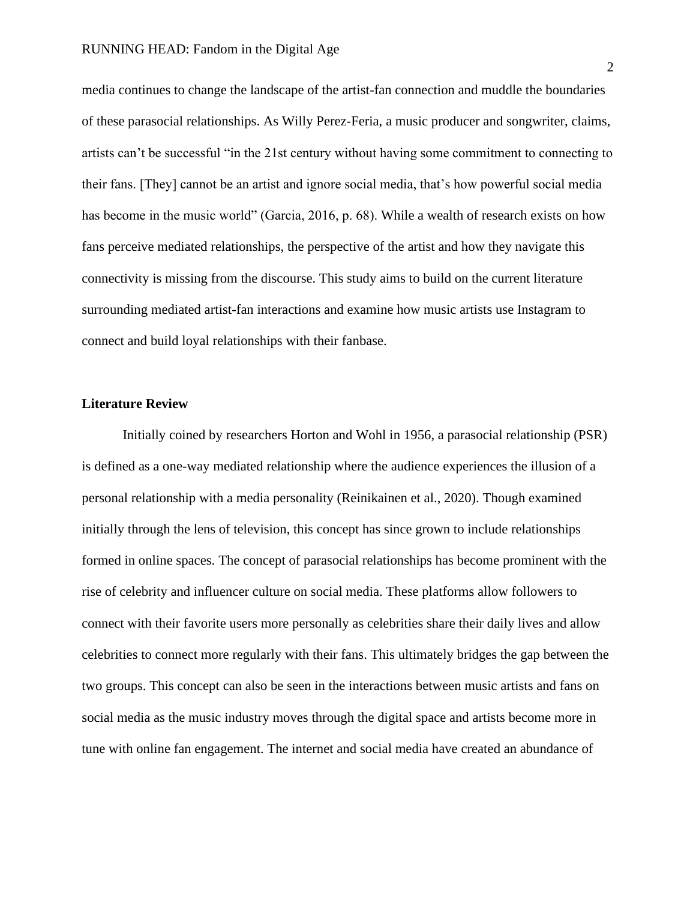media continues to change the landscape of the artist-fan connection and muddle the boundaries of these parasocial relationships. As Willy Perez-Feria, a music producer and songwriter, claims, artists can't be successful "in the 21st century without having some commitment to connecting to their fans. [They] cannot be an artist and ignore social media, that's how powerful social media has become in the music world" (Garcia, 2016, p. 68). While a wealth of research exists on how fans perceive mediated relationships, the perspective of the artist and how they navigate this connectivity is missing from the discourse. This study aims to build on the current literature surrounding mediated artist-fan interactions and examine how music artists use Instagram to connect and build loyal relationships with their fanbase.

## Literature Review

Initially coined by researchers Horton and Wohl in 1956, a parasocial relationship (PSR) is defined as a one-way mediated relationship where the audience experiences the illusion of a personal relationship with a media personality (Reinikainen et al., 2020). Though examined initially through the lens of television, this concept has since grown to include relationships formed in online spaces. The concept of parasocial relationships has become prominent with the rise of celebrity and influencer culture on social media. These platforms allow followers to connect with their favorite users more personally as celebrities share their daily lives and allow celebrities to connect more regularly with their fans. This ultimately bridges the gap between the two groups. This concept can also be seen in the interactions between music artists and fans on social media as the music industry moves through the digital space and artists become more in tune with online fan engagement. The internet and social media have created an abundance of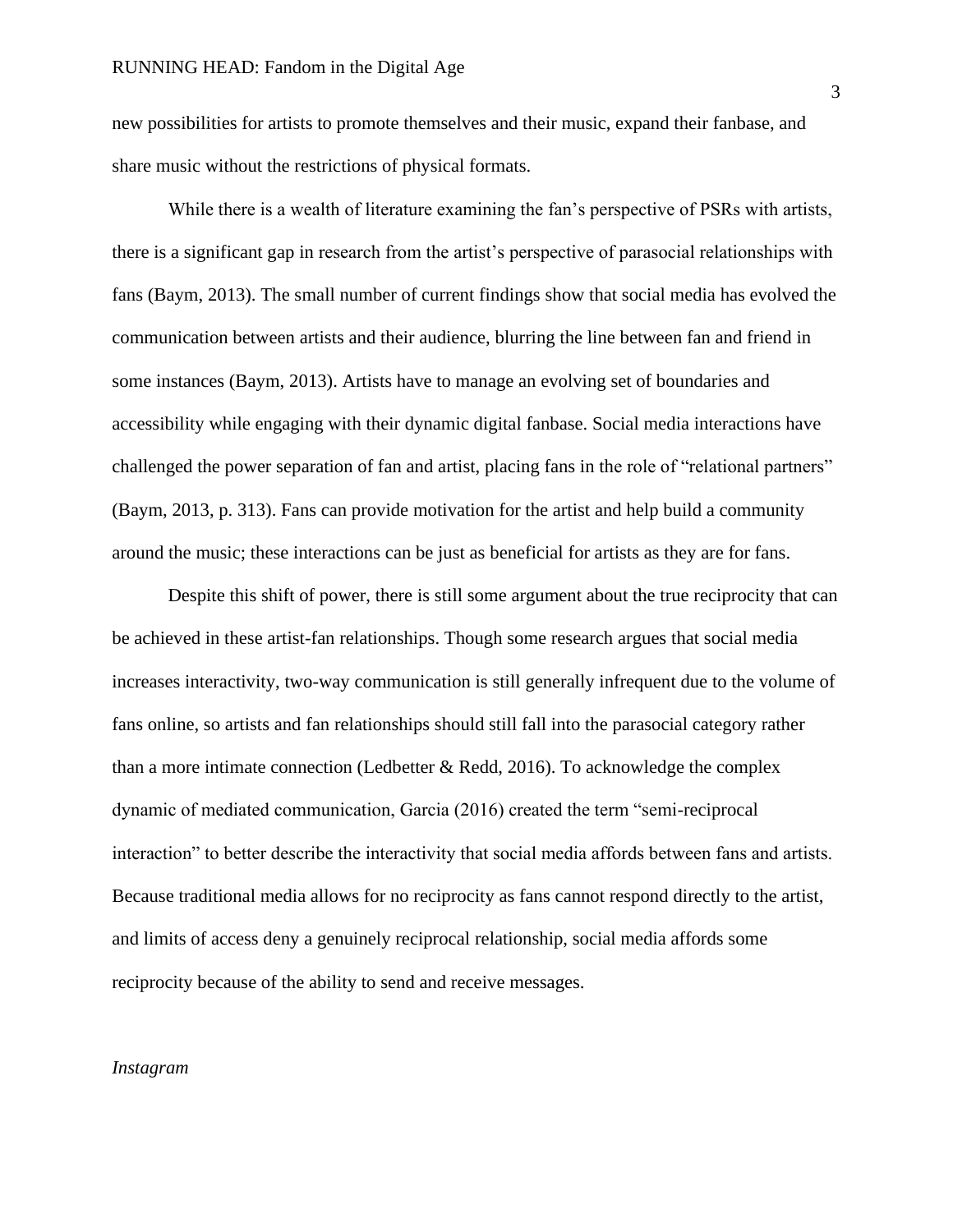new possibilities for artists to promote themselves and their music, expand their fanbase, and share music without the restrictions of physical formats.

While there is a wealth of literature examining the fan's perspective of PSRs with artists, there is a significant gap in research from the artist's perspective of parasocial relationships with fans (Baym, 2013). The small number of current findings show that social media has evolved the communication between artists and their audience, blurring the line between fan and friend in some instances (Baym, 2013). Artists have to manage an evolving set of boundaries and accessibility while engaging with their dynamic digital fanbase. Social media interactions have challenged the power separation of fan and artist, placing fans in the role of "relational partners" (Baym, 2013, p. 313). Fans can provide motivation for the artist and help build a community around the music; these interactions can be just as beneficial for artists as they are for fans.

Despite this shift of power, there is still some argument about the true reciprocity that can be achieved in these artist-fan relationships. Though some research argues that social media increases interactivity, two-way communication is still generally infrequent due to the volume of fans online, so artists and fan relationships should still fall into the parasocial category rather than a more intimate connection (Ledbetter & Redd, 2016). To acknowledge the complex dynamic of mediated communication, Garcia (2016) created the term "semi-reciprocal interaction" to better describe the interactivity that social media affords between fans and artists. Because traditional media allows for no reciprocity as fans cannot respond directly to the artist, and limits of access deny a genuinely reciprocal relationship, social media affords some reciprocity because of the ability to send and receive messages.

### *Instagram*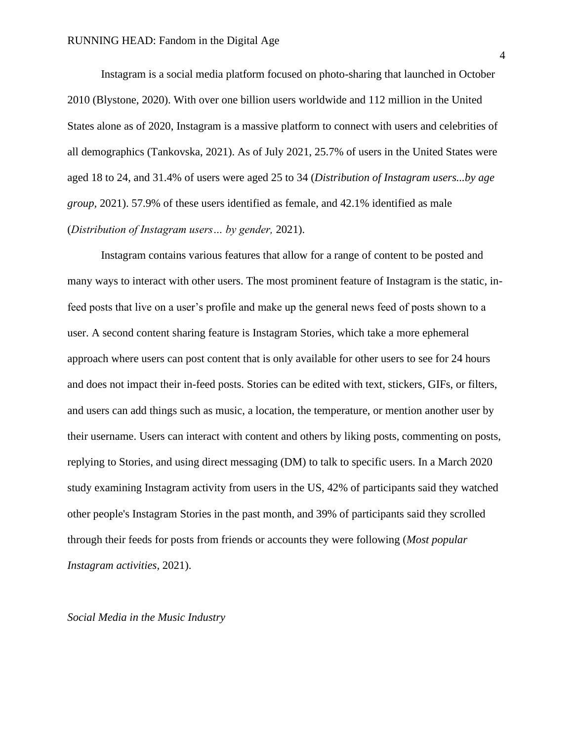Instagram is a social media platform focused on photo-sharing that launched in October 2010 (Blystone, 2020). With over one billion users worldwide and 112 million in the United States alone as of 2020, Instagram is a massive platform to connect with users and celebrities of all demographics (Tankovska, 2021). As of July 2021, 25.7% of users in the United States were aged 18 to 24, and 31.4% of users were aged 25 to 34 (*Distribution of Instagram users...by age group*, 2021). 57.9% of these users identified as female, and 42.1% identified as male (*Distribution of Instagram users… by gender,* 2021).

Instagram contains various features that allow for a range of content to be posted and many ways to interact with other users. The most prominent feature of Instagram is the static, in-feed posts that live on a user's profile and make up the general news feed of posts shown to a user. A second content sharing feature is Instagram Stories, which take a more ephemeral approach where users can post content that is only available for other users to see for 24 hours and does not impact their in-feed posts. Stories can be edited with text, stickers, GIFs, or filters, and users can add things such as music, a location, the temperature, or mention another user by their username. Users can interact with content and others by liking posts, commenting on posts, replying to Stories, and using direct messaging (DM) to talk to specific users. In a March 2020 study examining Instagram activity from users in the US, 42% of participants said they watched other people's Instagram Stories in the past month, and 39% of participants said they scrolled through their feeds for posts from friends or accounts they were following (*Most popular Instagram activities*, 2021).

### *Social Media in the Music Industry*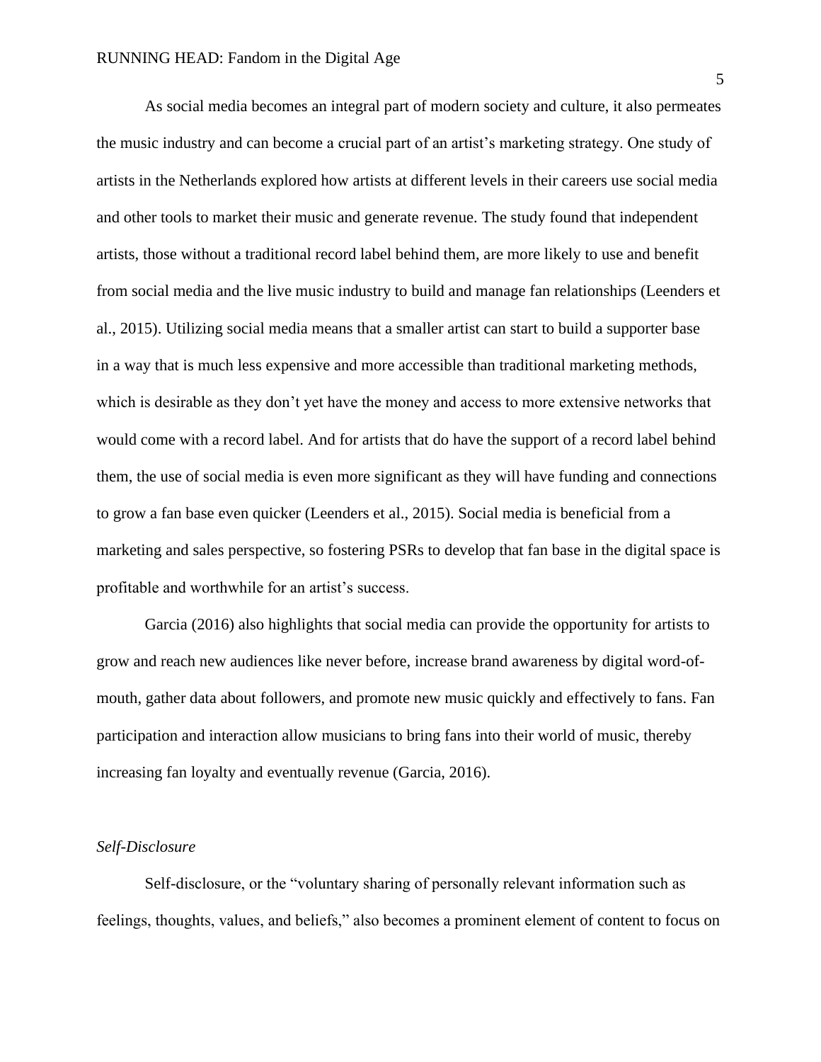As social media becomes an integral part of modern society and culture, it also permeates the music industry and can become a crucial part of an artist's marketing strategy. One study of artists in the Netherlands explored how artists at different levels in their careers use social media and other tools to market their music and generate revenue. The study found that independent artists, those without a traditional record label behind them, are more likely to use and benefit from social media and the live music industry to build and manage fan relationships (Leenders et al., 2015). Utilizing social media means that a smaller artist can start to build a supporter base in a way that is much less expensive and more accessible than traditional marketing methods, which is desirable as they don't yet have the money and access to more extensive networks that would come with a record label. And for artists that do have the support of a record label behind them, the use of social media is even more significant as they will have funding and connections to grow a fan base even quicker (Leenders et al., 2015). Social media is beneficial from a marketing and sales perspective, so fostering PSRs to develop that fan base in the digital space is profitable and worthwhile for an artist's success.

Garcia (2016) also highlights that social media can provide the opportunity for artists to grow and reach new audiences like never before, increase brand awareness by digital word-of-mouth, gather data about followers, and promote new music quickly and effectively to fans. Fan participation and interaction allow musicians to bring fans into their world of music, thereby increasing fan loyalty and eventually revenue (Garcia, 2016).

*Self-Disclosure*

Self-disclosure, or the "voluntary sharing of personally relevant information such as feelings, thoughts, values, and beliefs," also becomes a prominent element of content to focus on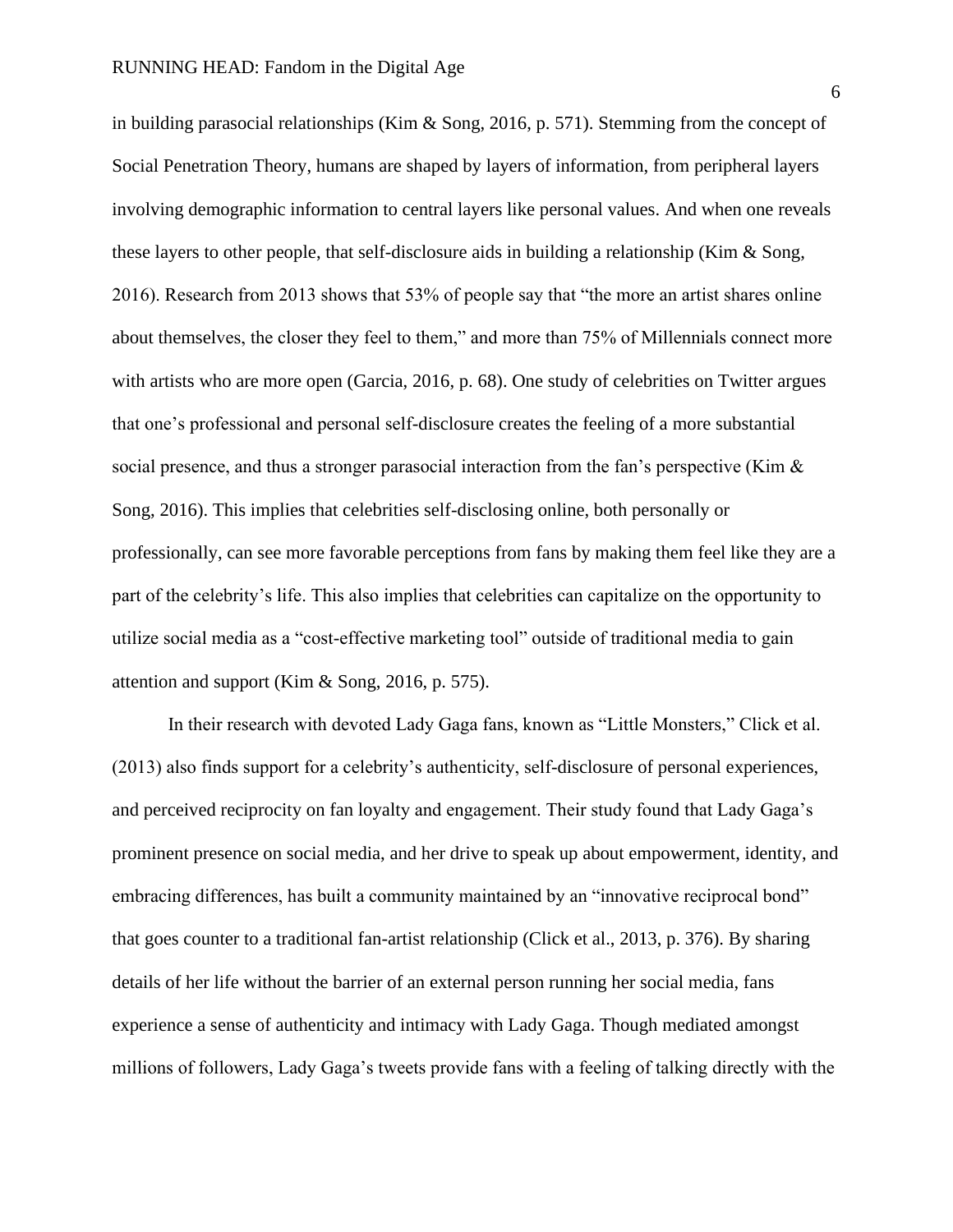in building parasocial relationships (Kim & Song, 2016, p. 571). Stemming from the concept of Social Penetration Theory, humans are shaped by layers of information, from peripheral layers involving demographic information to central layers like personal values. And when one reveals these layers to other people, that self-disclosure aids in building a relationship (Kim & Song, 2016). Research from 2013 shows that 53% of people say that "the more an artist shares online about themselves, the closer they feel to them," and more than 75% of Millennials connect more with artists who are more open (Garcia, 2016, p. 68). One study of celebrities on Twitter argues that one's professional and personal self-disclosure creates the feeling of a more substantial social presence, and thus a stronger parasocial interaction from the fan's perspective (Kim & Song, 2016). This implies that celebrities self-disclosing online, both personally or professionally, can see more favorable perceptions from fans by making them feel like they are a part of the celebrity's life. This also implies that celebrities can capitalize on the opportunity to utilize social media as a "cost-effective marketing tool" outside of traditional media to gain attention and support (Kim & Song, 2016, p. 575).

In their research with devoted Lady Gaga fans, known as "Little Monsters," Click et al. (2013) also finds support for a celebrity's authenticity, self-disclosure of personal experiences, and perceived reciprocity on fan loyalty and engagement. Their study found that Lady Gaga's prominent presence on social media, and her drive to speak up about empowerment, identity, and embracing differences, has built a community maintained by an "innovative reciprocal bond" that goes counter to a traditional fan-artist relationship (Click et al., 2013, p. 376). By sharing details of her life without the barrier of an external person running her social media, fans experience a sense of authenticity and intimacy with Lady Gaga. Though mediated amongst millions of followers, Lady Gaga's tweets provide fans with a feeling of talking directly with the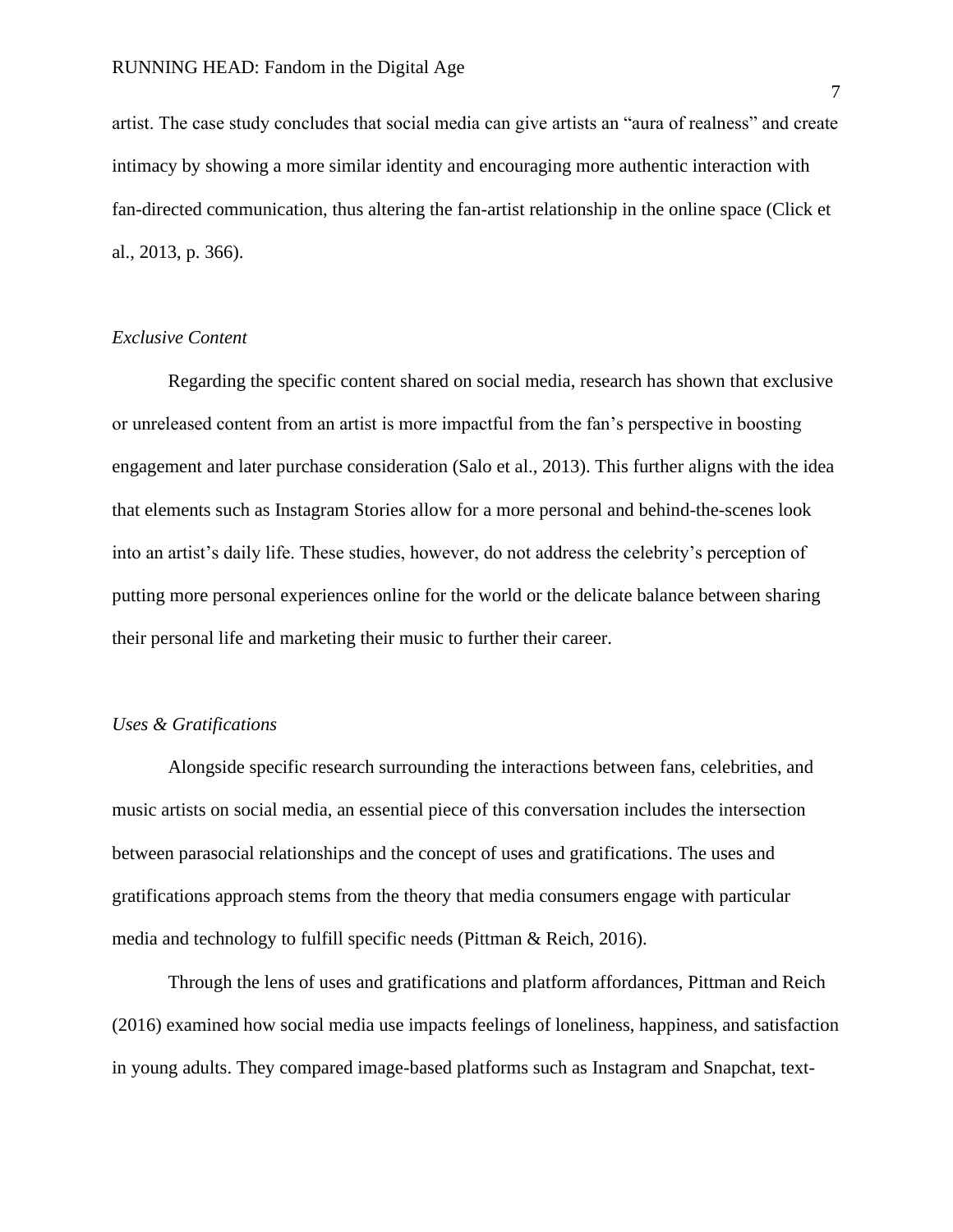artist. The case study concludes that social media can give artists an "aura of realness" and create intimacy by showing a more similar identity and encouraging more authentic interaction with fan-directed communication, thus altering the fan-artist relationship in the online space (Click et al., 2013, p. 366).

### *Exclusive Content*

Regarding the specific content shared on social media, research has shown that exclusive or unreleased content from an artist is more impactful from the fan's perspective in boosting engagement and later purchase consideration (Salo et al., 2013). This further aligns with the idea that elements such as Instagram Stories allow for a more personal and behind-the-scenes look into an artist's daily life. These studies, however, do not address the celebrity's perception of putting more personal experiences online for the world or the delicate balance between sharing their personal life and marketing their music to further their career.

### *Uses & Gratifications*

Alongside specific research surrounding the interactions between fans, celebrities, and music artists on social media, an essential piece of this conversation includes the intersection between parasocial relationships and the concept of uses and gratifications. The uses and gratifications approach stems from the theory that media consumers engage with particular media and technology to fulfill specific needs (Pittman & Reich, 2016).

Through the lens of uses and gratifications and platform affordances, Pittman and Reich (2016) examined how social media use impacts feelings of loneliness, happiness, and satisfaction in young adults. They compared image-based platforms such as Instagram and Snapchat, text-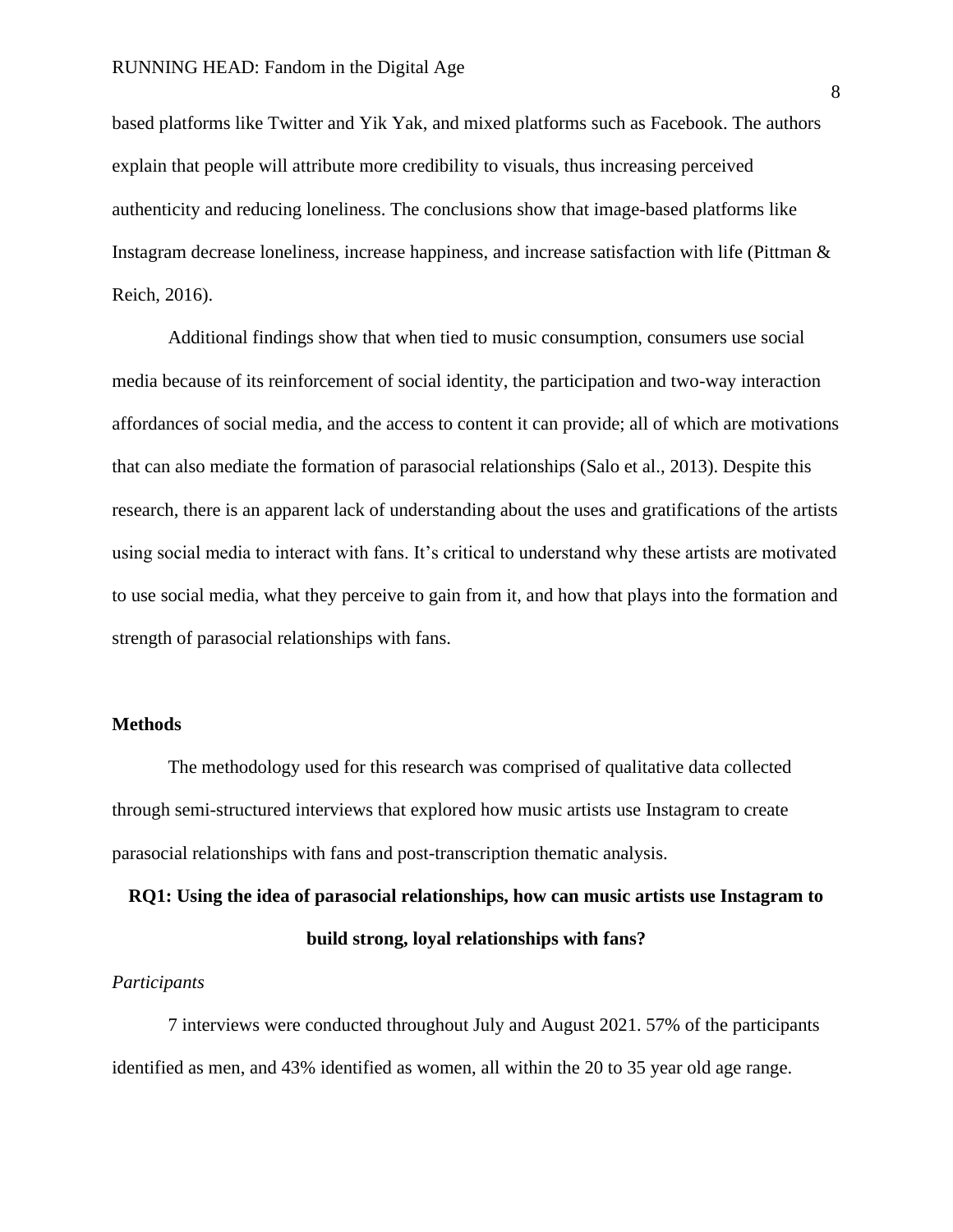based platforms like Twitter and Yik Yak, and mixed platforms such as Facebook. The authors explain that people will attribute more credibility to visuals, thus increasing perceived authenticity and reducing loneliness. The conclusions show that image-based platforms like Instagram decrease loneliness, increase happiness, and increase satisfaction with life (Pittman & Reich, 2016).

Additional findings show that when tied to music consumption, consumers use social media because of its reinforcement of social identity, the participation and two-way interaction affordances of social media, and the access to content it can provide; all of which are motivations that can also mediate the formation of parasocial relationships (Salo et al., 2013). Despite this research, there is an apparent lack of understanding about the uses and gratifications of the artists using social media to interact with fans. It's critical to understand why these artists are motivated to use social media, what they perceive to gain from it, and how that plays into the formation and strength of parasocial relationships with fans.

## Methods

The methodology used for this research was comprised of qualitative data collected through semi-structured interviews that explored how music artists use Instagram to create parasocial relationships with fans and post-transcription thematic analysis.

**RQ1: Using the idea of parasocial relationships, how can music artists use Instagram to build strong, loyal relationships with fans?**

*Participants*

7 interviews were conducted throughout July and August 2021. 57% of the participants identified as men, and 43% identified as women, all within the 20 to 35 year old age range.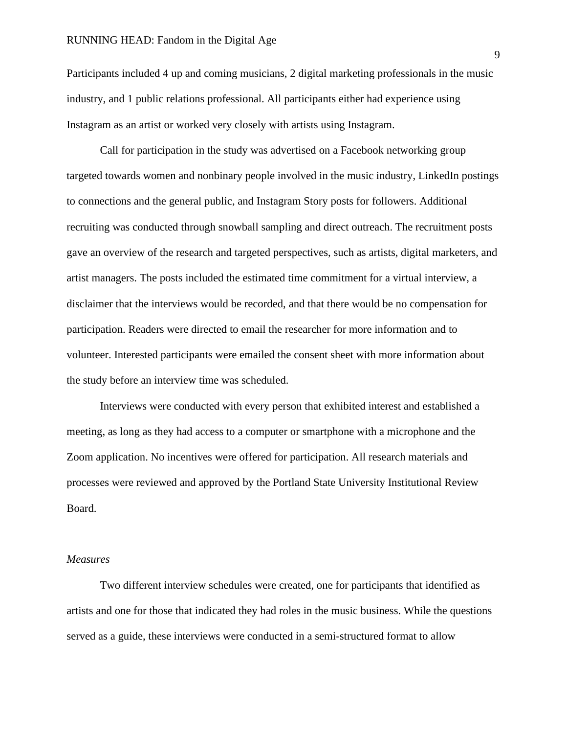Participants included 4 up and coming musicians, 2 digital marketing professionals in the music industry, and 1 public relations professional. All participants either had experience using Instagram as an artist or worked very closely with artists using Instagram.

Call for participation in the study was advertised on a Facebook networking group targeted towards women and nonbinary people involved in the music industry, LinkedIn postings to connections and the general public, and Instagram Story posts for followers. Additional recruiting was conducted through snowball sampling and direct outreach. The recruitment posts gave an overview of the research and targeted perspectives, such as artists, digital marketers, and artist managers. The posts included the estimated time commitment for a virtual interview, a disclaimer that the interviews would be recorded, and that there would be no compensation for participation. Readers were directed to email the researcher for more information and to volunteer. Interested participants were emailed the consent sheet with more information about the study before an interview time was scheduled.

Interviews were conducted with every person that exhibited interest and established a meeting, as long as they had access to a computer or smartphone with a microphone and the Zoom application. No incentives were offered for participation. All research materials and processes were reviewed and approved by the Portland State University Institutional Review Board.

*Measures*

Two different interview schedules were created, one for participants that identified as artists and one for those that indicated they had roles in the music business. While the questions served as a guide, these interviews were conducted in a semi-structured format to allow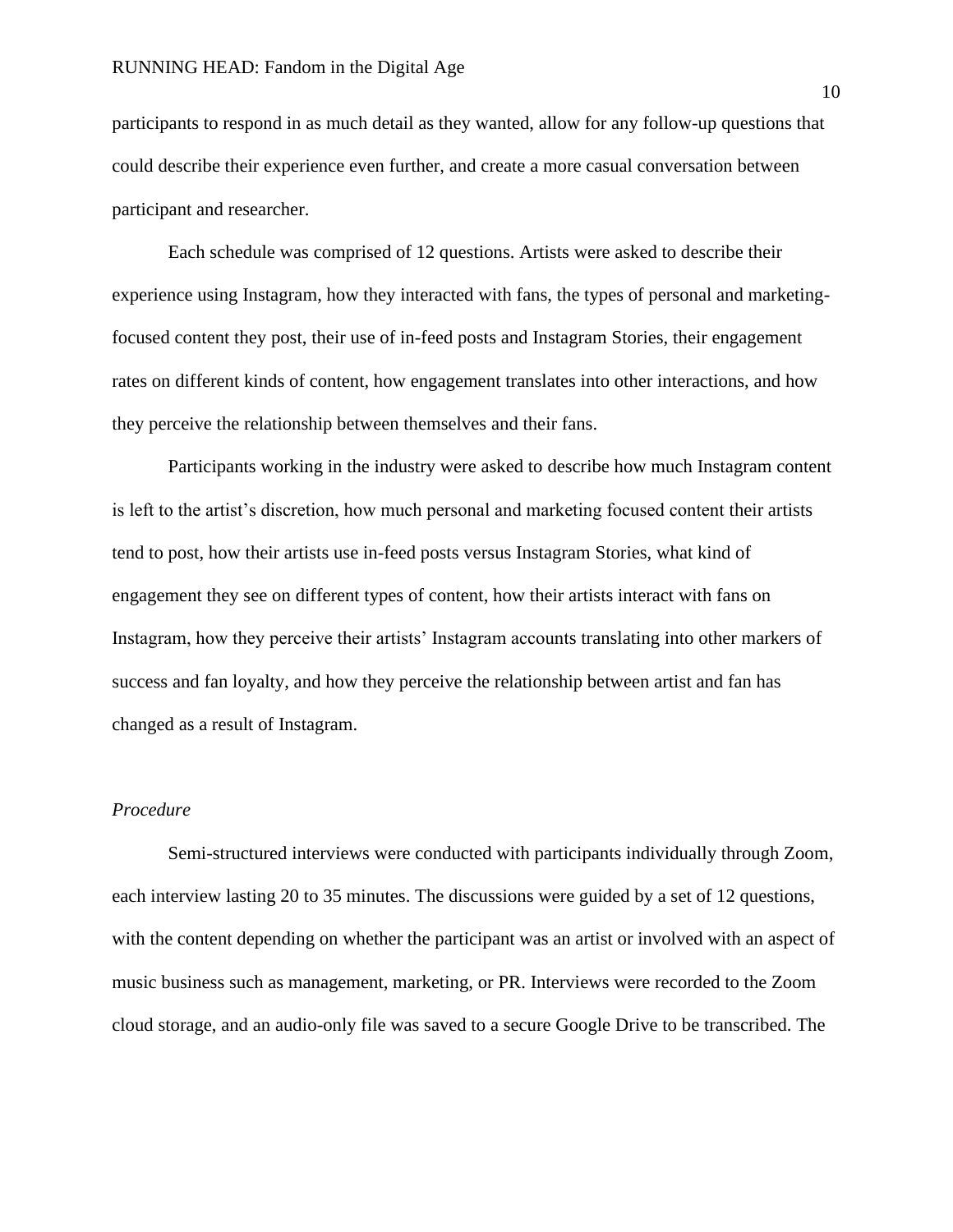participants to respond in as much detail as they wanted, allow for any follow-up questions that could describe their experience even further, and create a more casual conversation between participant and researcher.

Each schedule was comprised of 12 questions. Artists were asked to describe their experience using Instagram, how they interacted with fans, the types of personal and marketing-focused content they post, their use of in-feed posts and Instagram Stories, their engagement rates on different kinds of content, how engagement translates into other interactions, and how they perceive the relationship between themselves and their fans.

Participants working in the industry were asked to describe how much Instagram content is left to the artist's discretion, how much personal and marketing focused content their artists tend to post, how their artists use in-feed posts versus Instagram Stories, what kind of engagement they see on different types of content, how their artists interact with fans on Instagram, how they perceive their artists' Instagram accounts translating into other markers of success and fan loyalty, and how they perceive the relationship between artist and fan has changed as a result of Instagram.

*Procedure*

Semi-structured interviews were conducted with participants individually through Zoom, each interview lasting 20 to 35 minutes. The discussions were guided by a set of 12 questions, with the content depending on whether the participant was an artist or involved with an aspect of music business such as management, marketing, or PR. Interviews were recorded to the Zoom cloud storage, and an audio-only file was saved to a secure Google Drive to be transcribed. The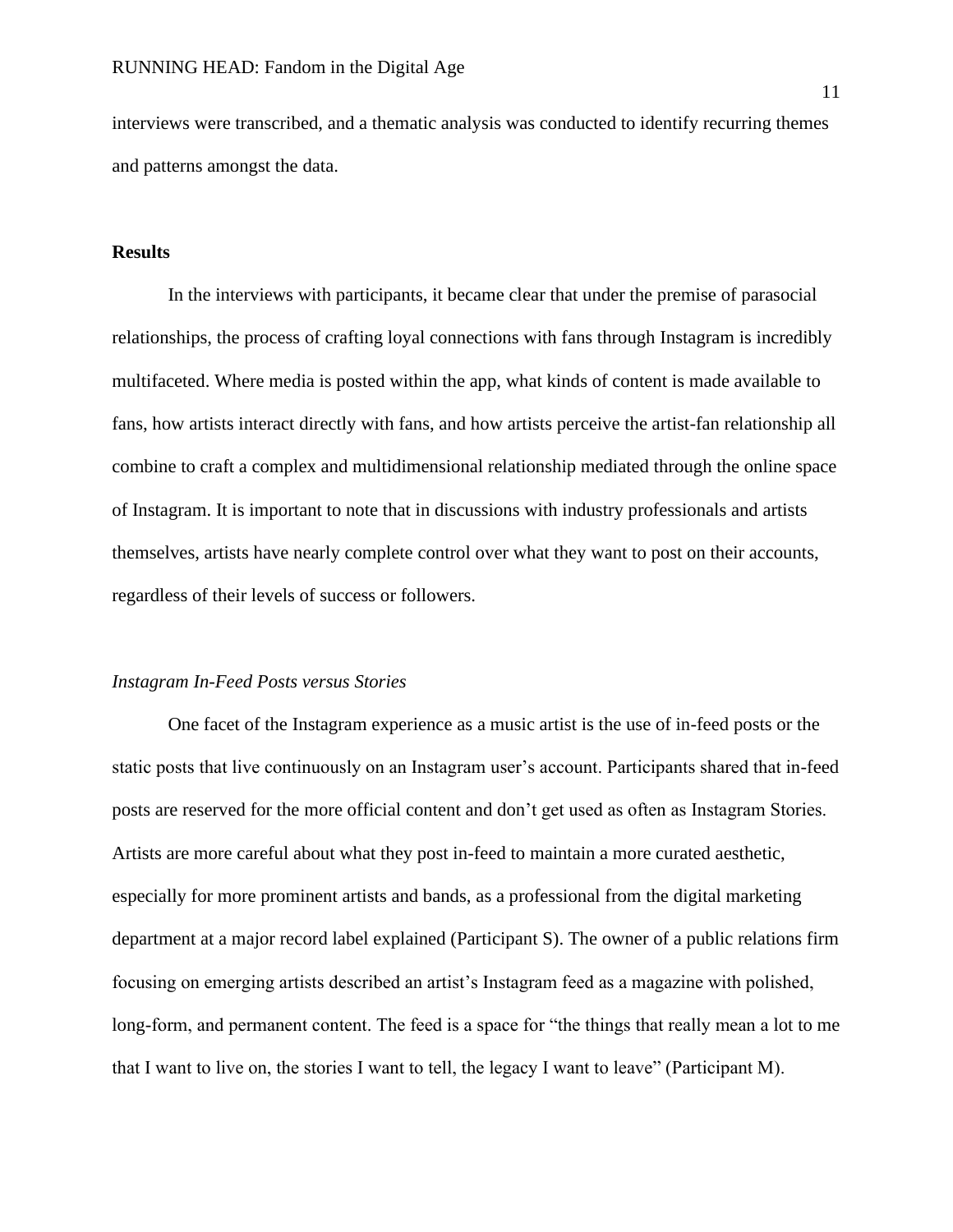interviews were transcribed, and a thematic analysis was conducted to identify recurring themes and patterns amongst the data.

## Results

In the interviews with participants, it became clear that under the premise of parasocial relationships, the process of crafting loyal connections with fans through Instagram is incredibly multifaceted. Where media is posted within the app, what kinds of content is made available to fans, how artists interact directly with fans, and how artists perceive the artist-fan relationship all combine to craft a complex and multidimensional relationship mediated through the online space of Instagram. It is important to note that in discussions with industry professionals and artists themselves, artists have nearly complete control over what they want to post on their accounts, regardless of their levels of success or followers.

### *Instagram In-Feed Posts versus Stories*

One facet of the Instagram experience as a music artist is the use of in-feed posts or the static posts that live continuously on an Instagram user's account. Participants shared that in-feed posts are reserved for the more official content and don't get used as often as Instagram Stories. Artists are more careful about what they post in-feed to maintain a more curated aesthetic, especially for more prominent artists and bands, as a professional from the digital marketing department at a major record label explained (Participant S). The owner of a public relations firm focusing on emerging artists described an artist's Instagram feed as a magazine with polished, long-form, and permanent content. The feed is a space for "the things that really mean a lot to me that I want to live on, the stories I want to tell, the legacy I want to leave" (Participant M).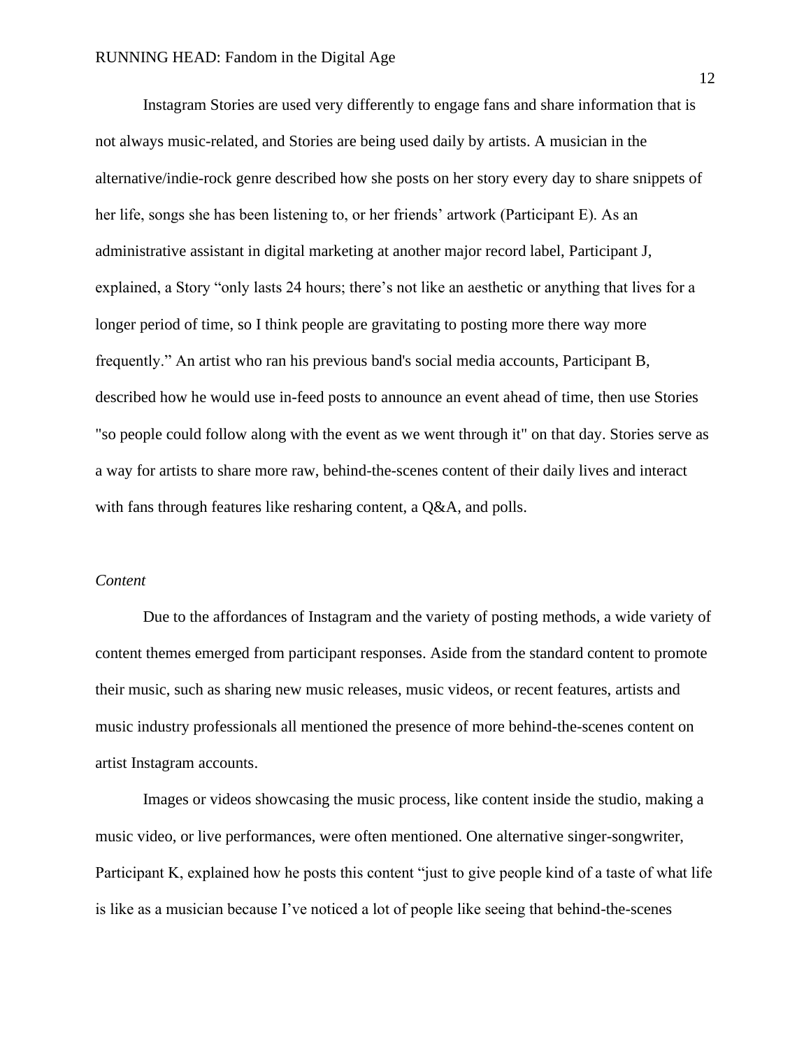Instagram Stories are used very differently to engage fans and share information that is not always music-related, and Stories are being used daily by artists. A musician in the alternative/indie-rock genre described how she posts on her story every day to share snippets of her life, songs she has been listening to, or her friends' artwork (Participant E). As an administrative assistant in digital marketing at another major record label, Participant J, explained, a Story "only lasts 24 hours; there's not like an aesthetic or anything that lives for a longer period of time, so I think people are gravitating to posting more there way more frequently." An artist who ran his previous band's social media accounts, Participant B, described how he would use in-feed posts to announce an event ahead of time, then use Stories "so people could follow along with the event as we went through it" on that day. Stories serve as a way for artists to share more raw, behind-the-scenes content of their daily lives and interact with fans through features like resharing content, a Q&A, and polls.

*Content*

Due to the affordances of Instagram and the variety of posting methods, a wide variety of content themes emerged from participant responses. Aside from the standard content to promote their music, such as sharing new music releases, music videos, or recent features, artists and music industry professionals all mentioned the presence of more behind-the-scenes content on artist Instagram accounts.

Images or videos showcasing the music process, like content inside the studio, making a music video, or live performances, were often mentioned. One alternative singer-songwriter, Participant K, explained how he posts this content "just to give people kind of a taste of what life is like as a musician because I've noticed a lot of people like seeing that behind-the-scenes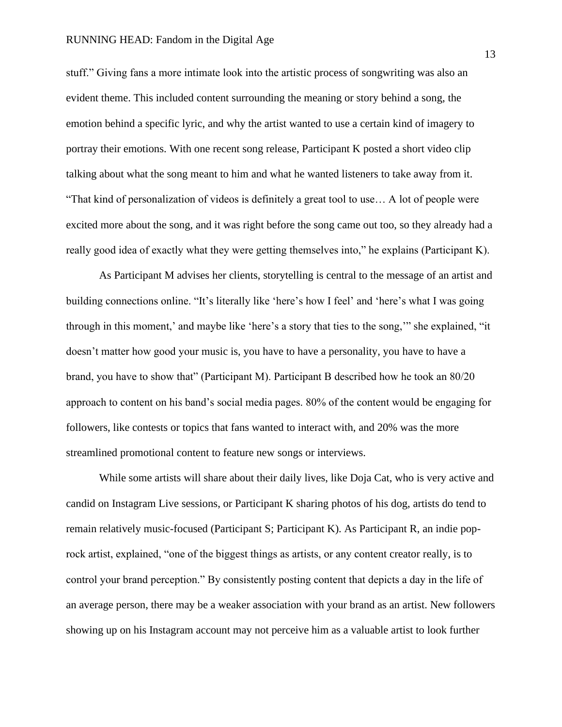stuff." Giving fans a more intimate look into the artistic process of songwriting was also an evident theme. This included content surrounding the meaning or story behind a song, the emotion behind a specific lyric, and why the artist wanted to use a certain kind of imagery to portray their emotions. With one recent song release, Participant K posted a short video clip talking about what the song meant to him and what he wanted listeners to take away from it. "That kind of personalization of videos is definitely a great tool to use… A lot of people were excited more about the song, and it was right before the song came out too, so they already had a really good idea of exactly what they were getting themselves into," he explains (Participant K).

As Participant M advises her clients, storytelling is central to the message of an artist and building connections online. "It's literally like 'here's how I feel' and 'here's what I was going through in this moment,' and maybe like 'here's a story that ties to the song,'" she explained, "it doesn't matter how good your music is, you have to have a personality, you have to have a brand, you have to show that" (Participant M). Participant B described how he took an 80/20 approach to content on his band's social media pages. 80% of the content would be engaging for followers, like contests or topics that fans wanted to interact with, and 20% was the more streamlined promotional content to feature new songs or interviews.

While some artists will share about their daily lives, like Doja Cat, who is very active and candid on Instagram Live sessions, or Participant K sharing photos of his dog, artists do tend to remain relatively music-focused (Participant S; Participant K). As Participant R, an indie pop-rock artist, explained, "one of the biggest things as artists, or any content creator really, is to control your brand perception." By consistently posting content that depicts a day in the life of an average person, there may be a weaker association with your brand as an artist. New followers showing up on his Instagram account may not perceive him as a valuable artist to look further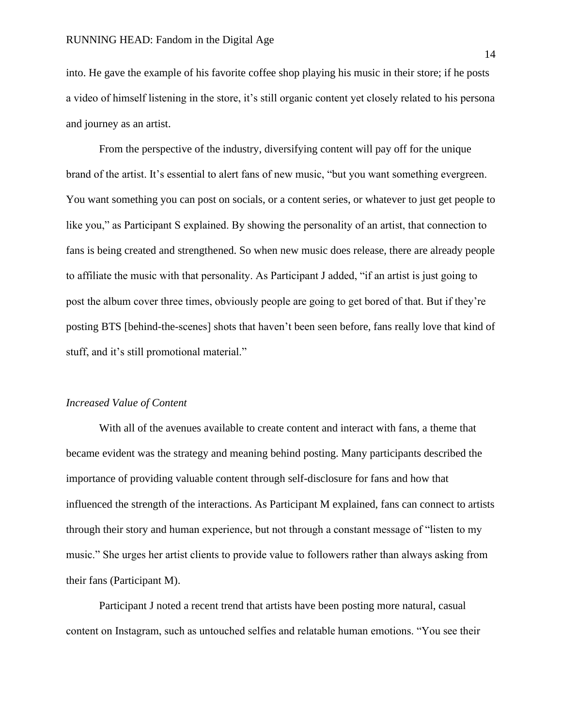into. He gave the example of his favorite coffee shop playing his music in their store; if he posts a video of himself listening in the store, it's still organic content yet closely related to his persona and journey as an artist.

From the perspective of the industry, diversifying content will pay off for the unique brand of the artist. It's essential to alert fans of new music, "but you want something evergreen. You want something you can post on socials, or a content series, or whatever to just get people to like you," as Participant S explained. By showing the personality of an artist, that connection to fans is being created and strengthened. So when new music does release, there are already people to affiliate the music with that personality. As Participant J added, "if an artist is just going to post the album cover three times, obviously people are going to get bored of that. But if they're posting BTS [behind-the-scenes] shots that haven't been seen before, fans really love that kind of stuff, and it's still promotional material."

*Increased Value of Content*

With all of the avenues available to create content and interact with fans, a theme that became evident was the strategy and meaning behind posting. Many participants described the importance of providing valuable content through self-disclosure for fans and how that influenced the strength of the interactions. As Participant M explained, fans can connect to artists through their story and human experience, but not through a constant message of "listen to my music." She urges her artist clients to provide value to followers rather than always asking from their fans (Participant M).

Participant J noted a recent trend that artists have been posting more natural, casual content on Instagram, such as untouched selfies and relatable human emotions. "You see their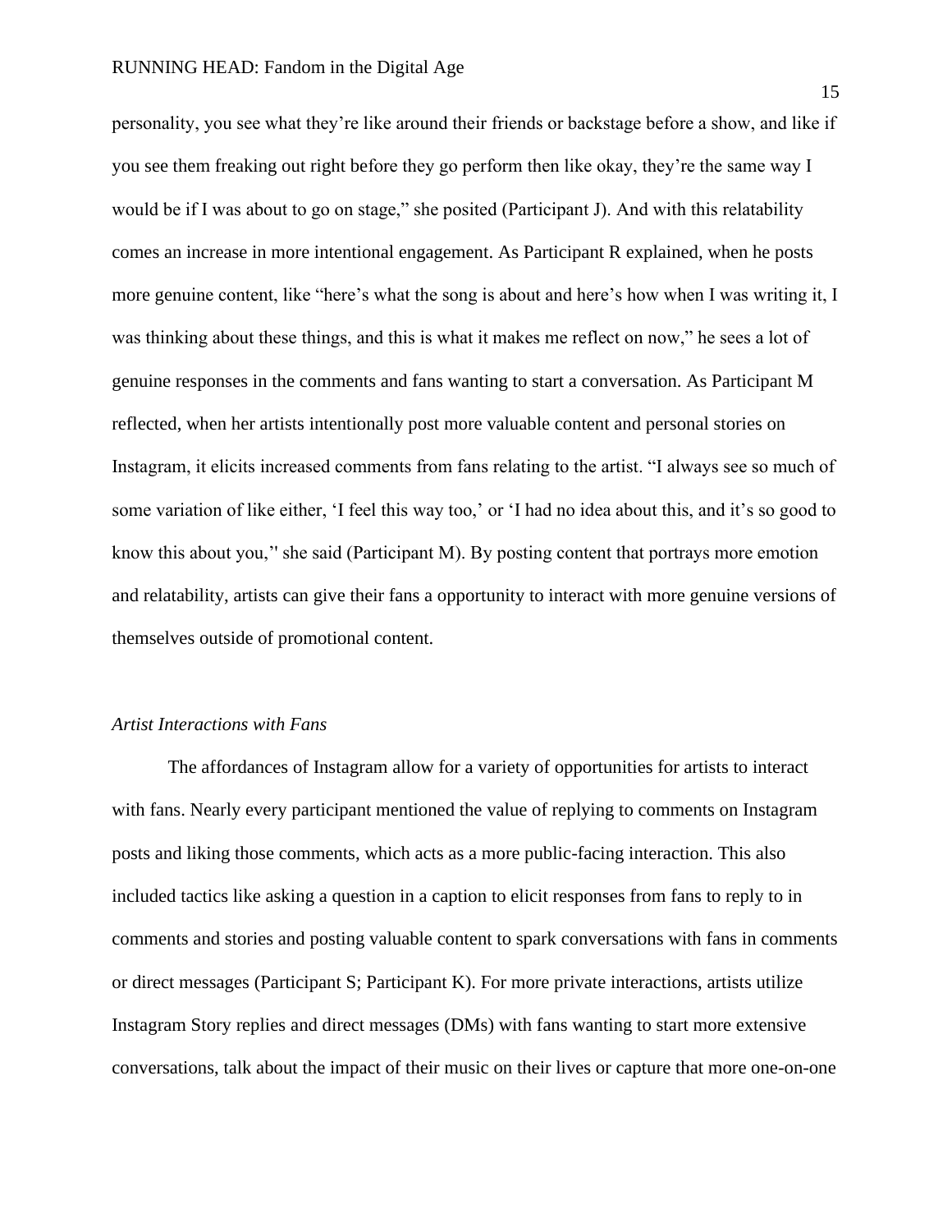personality, you see what they're like around their friends or backstage before a show, and like if you see them freaking out right before they go perform then like okay, they're the same way I would be if I was about to go on stage," she posited (Participant J). And with this relatability comes an increase in more intentional engagement. As Participant R explained, when he posts more genuine content, like "here's what the song is about and here's how when I was writing it, I was thinking about these things, and this is what it makes me reflect on now," he sees a lot of genuine responses in the comments and fans wanting to start a conversation. As Participant M reflected, when her artists intentionally post more valuable content and personal stories on Instagram, it elicits increased comments from fans relating to the artist. "I always see so much of some variation of like either, 'I feel this way too,' or 'I had no idea about this, and it's so good to know this about you,'' she said (Participant M). By posting content that portrays more emotion and relatability, artists can give their fans a opportunity to interact with more genuine versions of themselves outside of promotional content.

### *Artist Interactions with Fans*

The affordances of Instagram allow for a variety of opportunities for artists to interact with fans. Nearly every participant mentioned the value of replying to comments on Instagram posts and liking those comments, which acts as a more public-facing interaction. This also included tactics like asking a question in a caption to elicit responses from fans to reply to in comments and stories and posting valuable content to spark conversations with fans in comments or direct messages (Participant S; Participant K). For more private interactions, artists utilize Instagram Story replies and direct messages (DMs) with fans wanting to start more extensive conversations, talk about the impact of their music on their lives or capture that more one-on-one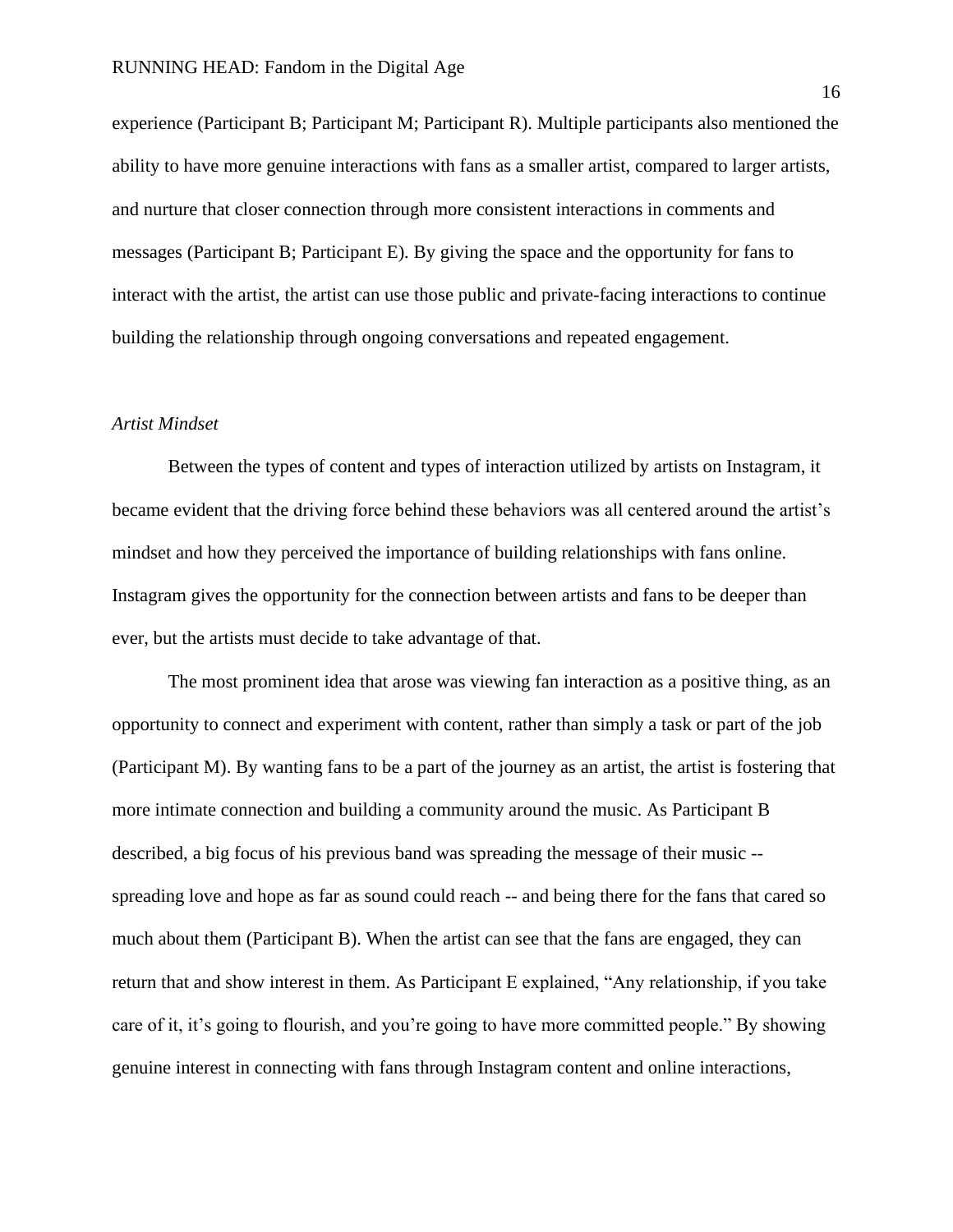experience (Participant B; Participant M; Participant R). Multiple participants also mentioned the ability to have more genuine interactions with fans as a smaller artist, compared to larger artists, and nurture that closer connection through more consistent interactions in comments and messages (Participant B; Participant E). By giving the space and the opportunity for fans to interact with the artist, the artist can use those public and private-facing interactions to continue building the relationship through ongoing conversations and repeated engagement.

*Artist Mindset*

Between the types of content and types of interaction utilized by artists on Instagram, it became evident that the driving force behind these behaviors was all centered around the artist's mindset and how they perceived the importance of building relationships with fans online. Instagram gives the opportunity for the connection between artists and fans to be deeper than ever, but the artists must decide to take advantage of that.

The most prominent idea that arose was viewing fan interaction as a positive thing, as an opportunity to connect and experiment with content, rather than simply a task or part of the job (Participant M). By wanting fans to be a part of the journey as an artist, the artist is fostering that more intimate connection and building a community around the music. As Participant B described, a big focus of his previous band was spreading the message of their music -- spreading love and hope as far as sound could reach -- and being there for the fans that cared so much about them (Participant B). When the artist can see that the fans are engaged, they can return that and show interest in them. As Participant E explained, "Any relationship, if you take care of it, it's going to flourish, and you're going to have more committed people." By showing genuine interest in connecting with fans through Instagram content and online interactions,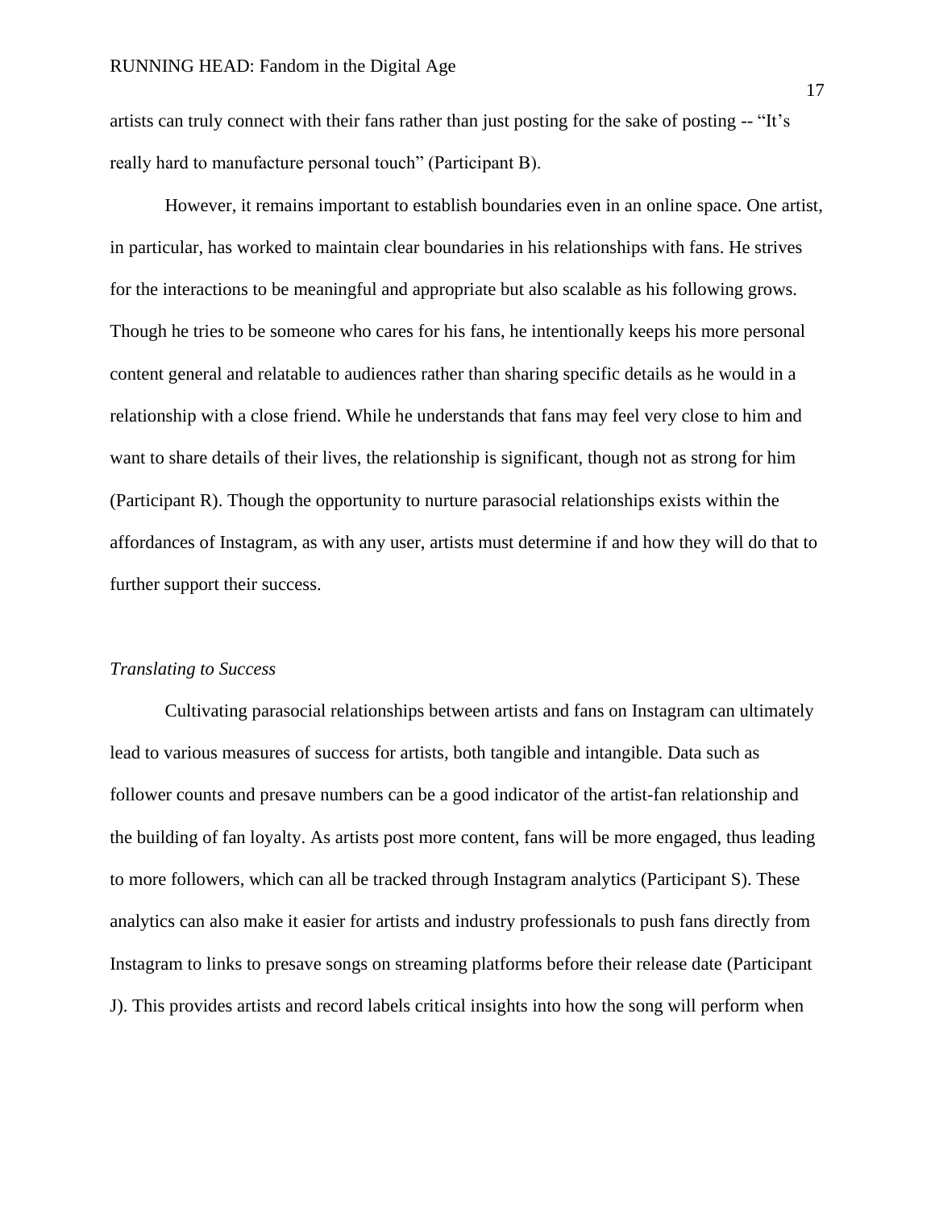artists can truly connect with their fans rather than just posting for the sake of posting -- "It's really hard to manufacture personal touch" (Participant B).

However, it remains important to establish boundaries even in an online space. One artist, in particular, has worked to maintain clear boundaries in his relationships with fans. He strives for the interactions to be meaningful and appropriate but also scalable as his following grows. Though he tries to be someone who cares for his fans, he intentionally keeps his more personal content general and relatable to audiences rather than sharing specific details as he would in a relationship with a close friend. While he understands that fans may feel very close to him and want to share details of their lives, the relationship is significant, though not as strong for him (Participant R). Though the opportunity to nurture parasocial relationships exists within the affordances of Instagram, as with any user, artists must determine if and how they will do that to further support their success.

*Translating to Success*

Cultivating parasocial relationships between artists and fans on Instagram can ultimately lead to various measures of success for artists, both tangible and intangible. Data such as follower counts and presave numbers can be a good indicator of the artist-fan relationship and the building of fan loyalty. As artists post more content, fans will be more engaged, thus leading to more followers, which can all be tracked through Instagram analytics (Participant S). These analytics can also make it easier for artists and industry professionals to push fans directly from Instagram to links to presave songs on streaming platforms before their release date (Participant J). This provides artists and record labels critical insights into how the song will perform when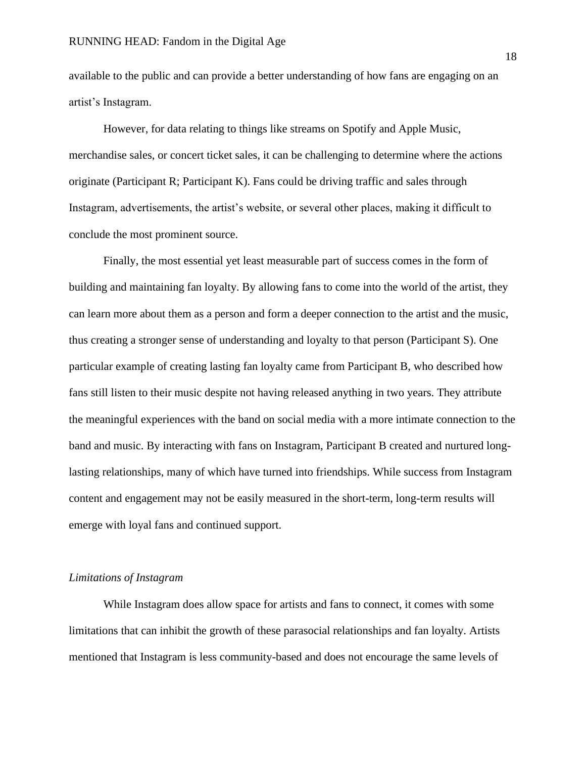available to the public and can provide a better understanding of how fans are engaging on an artist's Instagram.

However, for data relating to things like streams on Spotify and Apple Music, merchandise sales, or concert ticket sales, it can be challenging to determine where the actions originate (Participant R; Participant K). Fans could be driving traffic and sales through Instagram, advertisements, the artist's website, or several other places, making it difficult to conclude the most prominent source.

Finally, the most essential yet least measurable part of success comes in the form of building and maintaining fan loyalty. By allowing fans to come into the world of the artist, they can learn more about them as a person and form a deeper connection to the artist and the music, thus creating a stronger sense of understanding and loyalty to that person (Participant S). One particular example of creating lasting fan loyalty came from Participant B, who described how fans still listen to their music despite not having released anything in two years. They attribute the meaningful experiences with the band on social media with a more intimate connection to the band and music. By interacting with fans on Instagram, Participant B created and nurtured long-lasting relationships, many of which have turned into friendships. While success from Instagram content and engagement may not be easily measured in the short-term, long-term results will emerge with loyal fans and continued support.

### *Limitations of Instagram*

While Instagram does allow space for artists and fans to connect, it comes with some limitations that can inhibit the growth of these parasocial relationships and fan loyalty. Artists mentioned that Instagram is less community-based and does not encourage the same levels of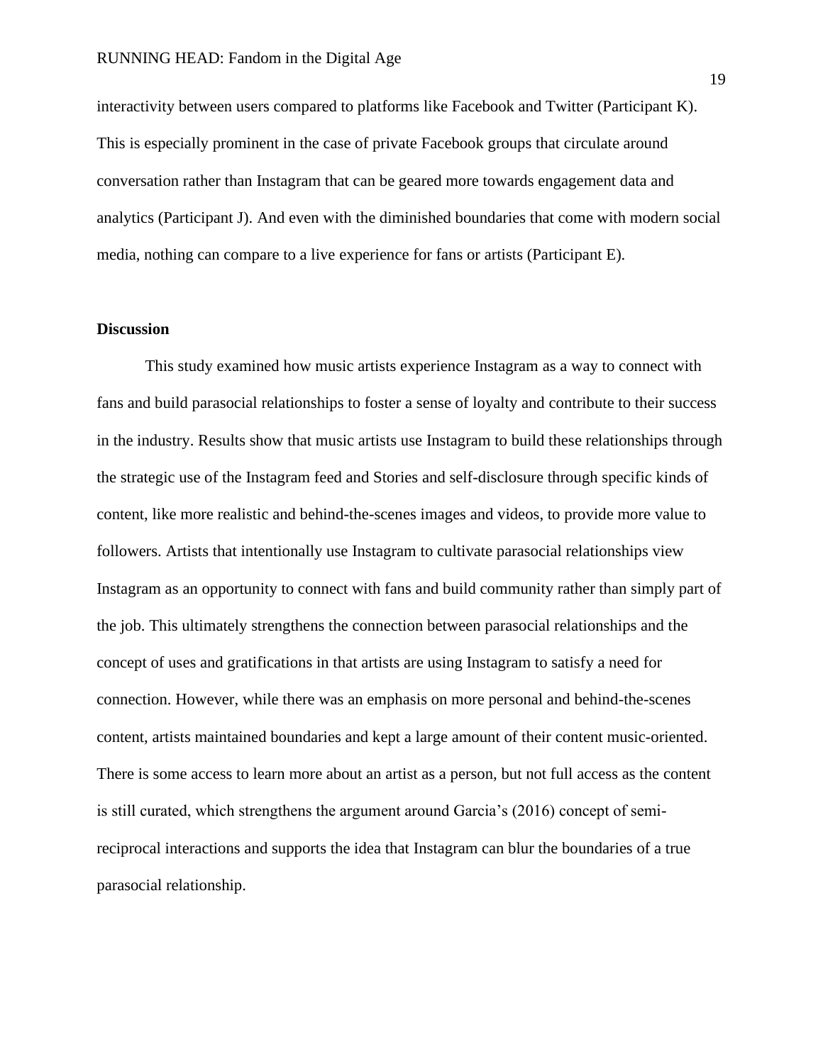interactivity between users compared to platforms like Facebook and Twitter (Participant K). This is especially prominent in the case of private Facebook groups that circulate around conversation rather than Instagram that can be geared more towards engagement data and analytics (Participant J). And even with the diminished boundaries that come with modern social media, nothing can compare to a live experience for fans or artists (Participant E).

**Discussion**

This study examined how music artists experience Instagram as a way to connect with fans and build parasocial relationships to foster a sense of loyalty and contribute to their success in the industry. Results show that music artists use Instagram to build these relationships through the strategic use of the Instagram feed and Stories and self-disclosure through specific kinds of content, like more realistic and behind-the-scenes images and videos, to provide more value to followers. Artists that intentionally use Instagram to cultivate parasocial relationships view Instagram as an opportunity to connect with fans and build community rather than simply part of the job. This ultimately strengthens the connection between parasocial relationships and the concept of uses and gratifications in that artists are using Instagram to satisfy a need for connection. However, while there was an emphasis on more personal and behind-the-scenes content, artists maintained boundaries and kept a large amount of their content music-oriented. There is some access to learn more about an artist as a person, but not full access as the content is still curated, which strengthens the argument around Garcia's (2016) concept of semi-reciprocal interactions and supports the idea that Instagram can blur the boundaries of a true parasocial relationship.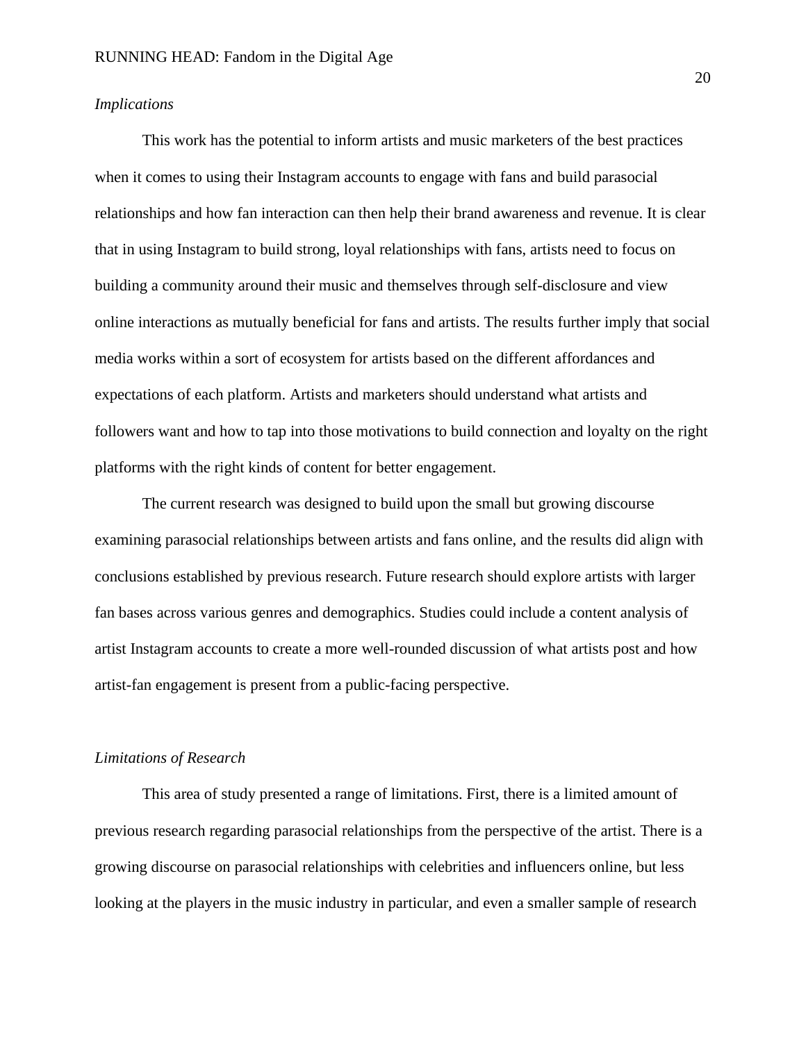*Implications*

This work has the potential to inform artists and music marketers of the best practices when it comes to using their Instagram accounts to engage with fans and build parasocial relationships and how fan interaction can then help their brand awareness and revenue. It is clear that in using Instagram to build strong, loyal relationships with fans, artists need to focus on building a community around their music and themselves through self-disclosure and view online interactions as mutually beneficial for fans and artists. The results further imply that social media works within a sort of ecosystem for artists based on the different affordances and expectations of each platform. Artists and marketers should understand what artists and followers want and how to tap into those motivations to build connection and loyalty on the right platforms with the right kinds of content for better engagement.

The current research was designed to build upon the small but growing discourse examining parasocial relationships between artists and fans online, and the results did align with conclusions established by previous research. Future research should explore artists with larger fan bases across various genres and demographics. Studies could include a content analysis of artist Instagram accounts to create a more well-rounded discussion of what artists post and how artist-fan engagement is present from a public-facing perspective.

*Limitations of Research*

This area of study presented a range of limitations. First, there is a limited amount of previous research regarding parasocial relationships from the perspective of the artist. There is a growing discourse on parasocial relationships with celebrities and influencers online, but less looking at the players in the music industry in particular, and even a smaller sample of research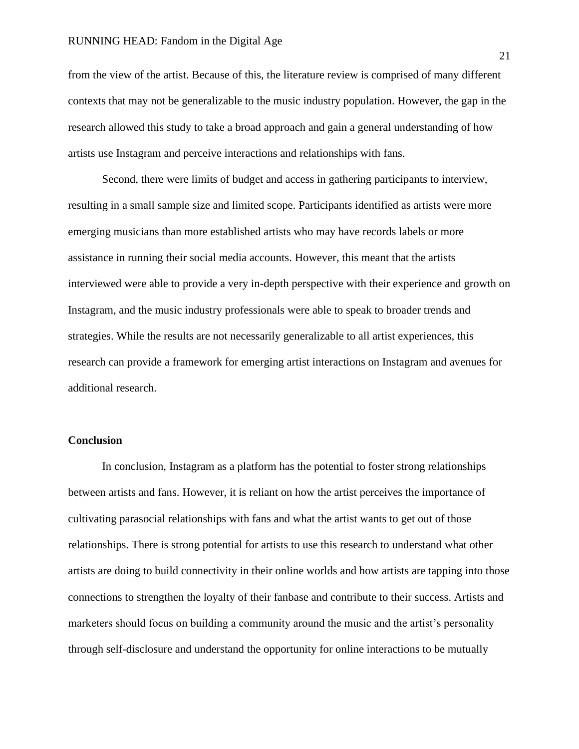from the view of the artist. Because of this, the literature review is comprised of many different contexts that may not be generalizable to the music industry population. However, the gap in the research allowed this study to take a broad approach and gain a general understanding of how artists use Instagram and perceive interactions and relationships with fans.

Second, there were limits of budget and access in gathering participants to interview, resulting in a small sample size and limited scope. Participants identified as artists were more emerging musicians than more established artists who may have records labels or more assistance in running their social media accounts. However, this meant that the artists interviewed were able to provide a very in-depth perspective with their experience and growth on Instagram, and the music industry professionals were able to speak to broader trends and strategies. While the results are not necessarily generalizable to all artist experiences, this research can provide a framework for emerging artist interactions on Instagram and avenues for additional research.

## Conclusion

In conclusion, Instagram as a platform has the potential to foster strong relationships between artists and fans. However, it is reliant on how the artist perceives the importance of cultivating parasocial relationships with fans and what the artist wants to get out of those relationships. There is strong potential for artists to use this research to understand what other artists are doing to build connectivity in their online worlds and how artists are tapping into those connections to strengthen the loyalty of their fanbase and contribute to their success. Artists and marketers should focus on building a community around the music and the artist's personality through self-disclosure and understand the opportunity for online interactions to be mutually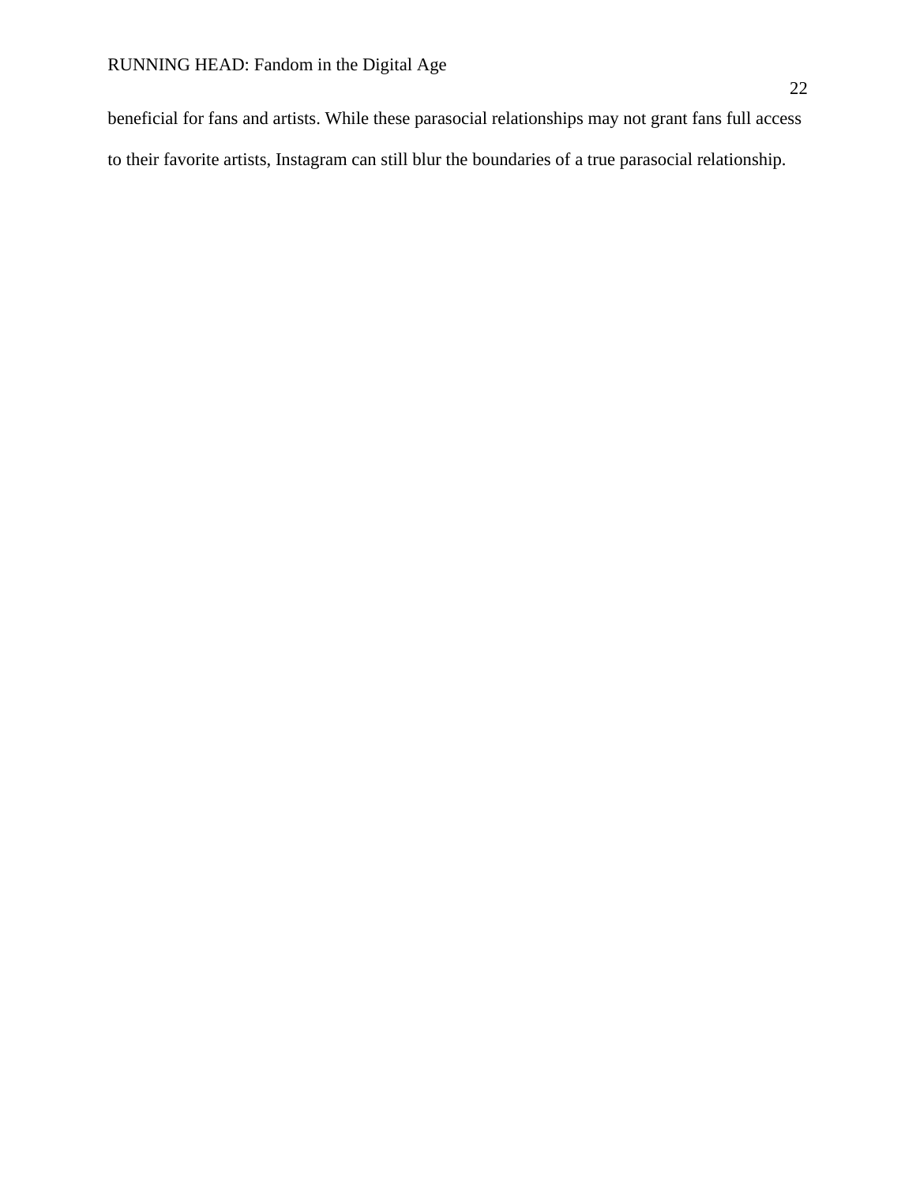beneficial for fans and artists. While these parasocial relationships may not grant fans full access to their favorite artists, Instagram can still blur the boundaries of a true parasocial relationship.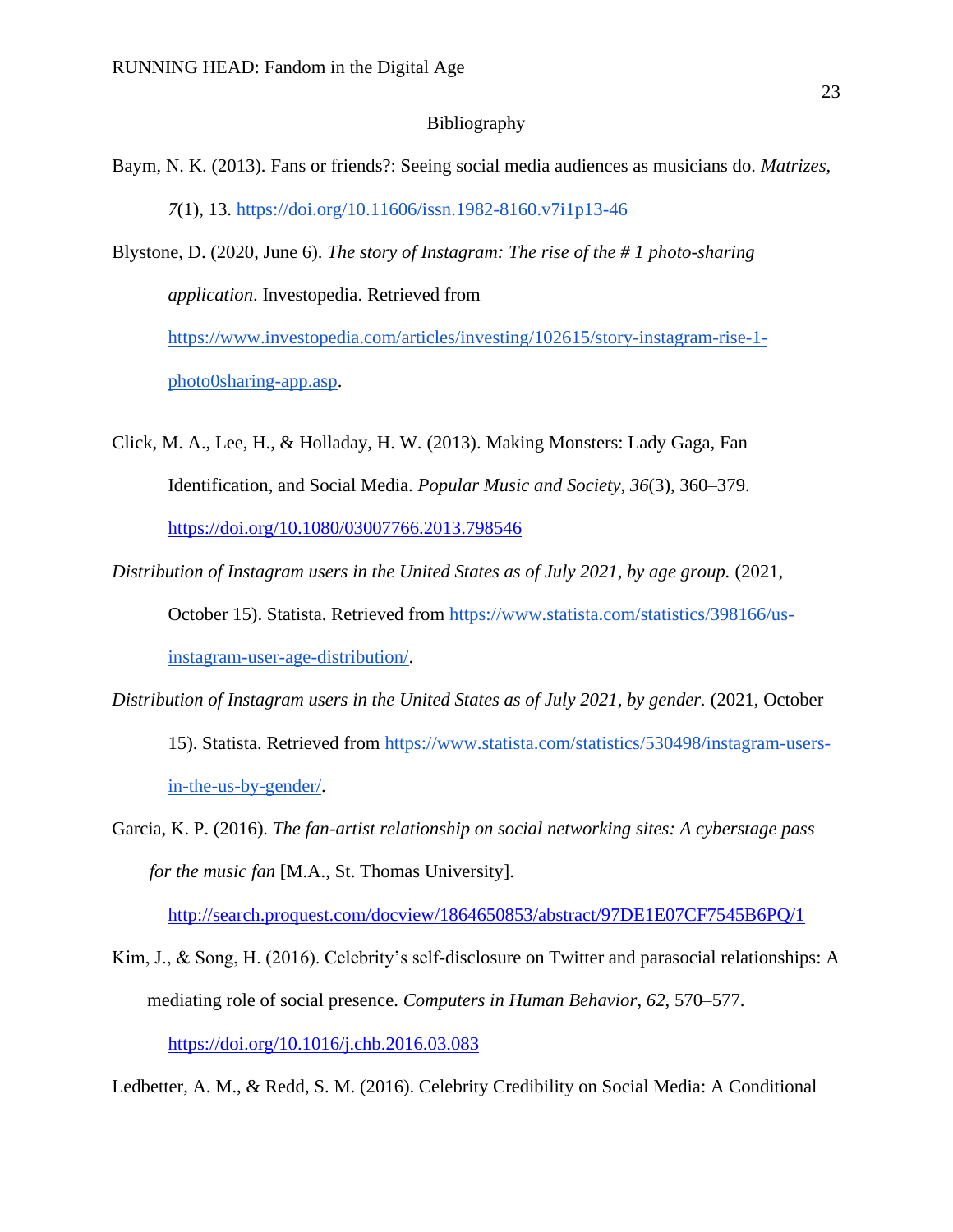# Bibliography

Baym, N. K. (2013). Fans or friends?: Seeing social media audiences as musicians do. *Matrizes*, *7*(1), 13. https://doi.org/10.11606/issn.1982-8160.v7i1p13-46

Blystone, D. (2020, June 6). *The story of Instagram: The rise of the # 1 photo-sharing application*. Investopedia. Retrieved from https://www.investopedia.com/articles/investing/102615/story-instagram-rise-1-photo0sharing-app.asp.

Click, M. A., Lee, H., & Holladay, H. W. (2013). Making Monsters: Lady Gaga, Fan Identification, and Social Media. *Popular Music and Society*, *36*(3), 360–379. https://doi.org/10.1080/03007766.2013.798546

*Distribution of Instagram users in the United States as of July 2021, by age group.* (2021, October 15). Statista. Retrieved from https://www.statista.com/statistics/398166/us-instagram-user-age-distribution/.

*Distribution of Instagram users in the United States as of July 2021, by gender.* (2021, October 15). Statista. Retrieved from https://www.statista.com/statistics/530498/instagram-users-in-the-us-by-gender/.

Garcia, K. P. (2016). *The fan-artist relationship on social networking sites: A cyberstage pass for the music fan* [M.A., St. Thomas University]. http://search.proquest.com/docview/1864650853/abstract/97DE1E07CF7545B6PQ/1

Kim, J., & Song, H. (2016). Celebrity's self-disclosure on Twitter and parasocial relationships: A mediating role of social presence. *Computers in Human Behavior*, *62*, 570–577. https://doi.org/10.1016/j.chb.2016.03.083

Ledbetter, A. M., & Redd, S. M. (2016). Celebrity Credibility on Social Media: A Conditional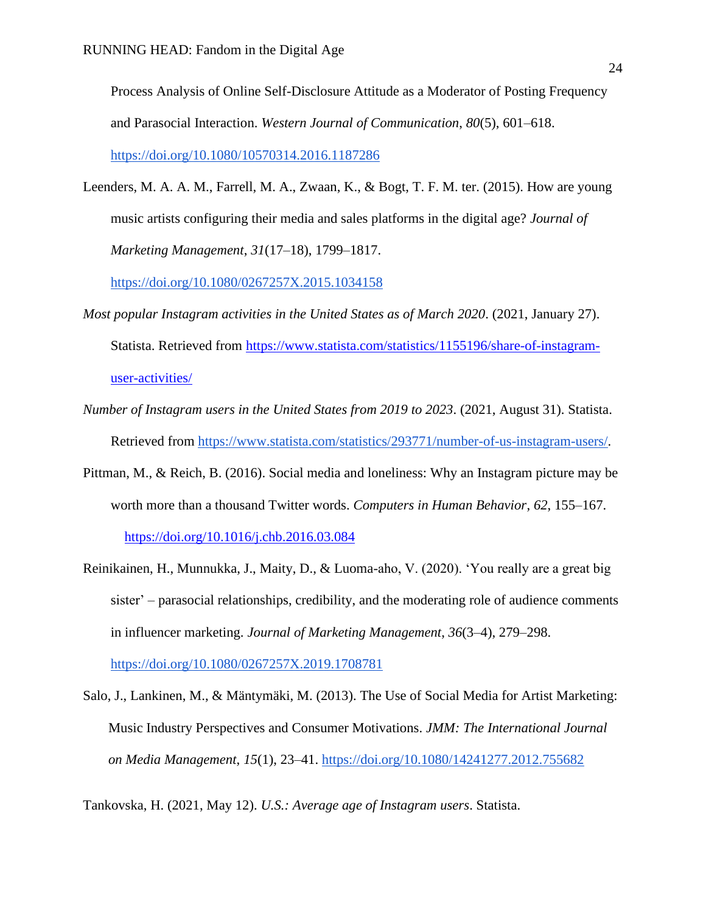Process Analysis of Online Self-Disclosure Attitude as a Moderator of Posting Frequency and Parasocial Interaction. *Western Journal of Communication*, *80*(5), 601–618. https://doi.org/10.1080/10570314.2016.1187286

Leenders, M. A. A. M., Farrell, M. A., Zwaan, K., & Bogt, T. F. M. ter. (2015). How are young music artists configuring their media and sales platforms in the digital age? *Journal of Marketing Management*, *31*(17–18), 1799–1817. https://doi.org/10.1080/0267257X.2015.1034158

*Most popular Instagram activities in the United States as of March 2020*. (2021, January 27). Statista. Retrieved from https://www.statista.com/statistics/1155196/share-of-instagram-user-activities/

*Number of Instagram users in the United States from 2019 to 2023*. (2021, August 31). Statista. Retrieved from https://www.statista.com/statistics/293771/number-of-us-instagram-users/.

Pittman, M., & Reich, B. (2016). Social media and loneliness: Why an Instagram picture may be worth more than a thousand Twitter words. *Computers in Human Behavior*, *62*, 155–167. https://doi.org/10.1016/j.chb.2016.03.084

Reinikainen, H., Munnukka, J., Maity, D., & Luoma-aho, V. (2020). 'You really are a great big sister' – parasocial relationships, credibility, and the moderating role of audience comments in influencer marketing. *Journal of Marketing Management*, *36*(3–4), 279–298. https://doi.org/10.1080/0267257X.2019.1708781

Salo, J., Lankinen, M., & Mäntymäki, M. (2013). The Use of Social Media for Artist Marketing: Music Industry Perspectives and Consumer Motivations. *JMM: The International Journal on Media Management*, *15*(1), 23–41. https://doi.org/10.1080/14241277.2012.755682

Tankovska, H. (2021, May 12). *U.S.: Average age of Instagram users*. Statista.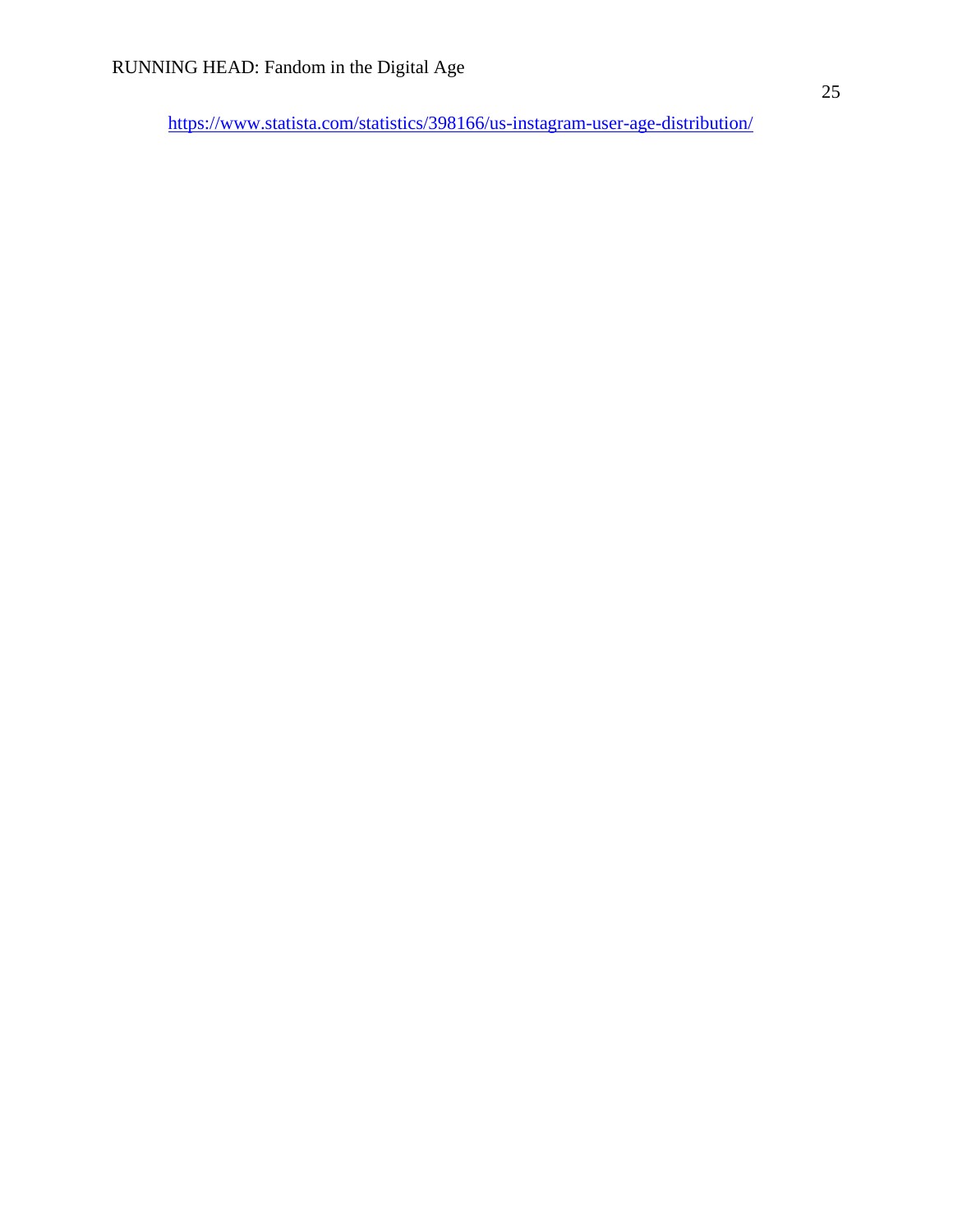https://www.statista.com/statistics/398166/us-instagram-user-age-distribution/